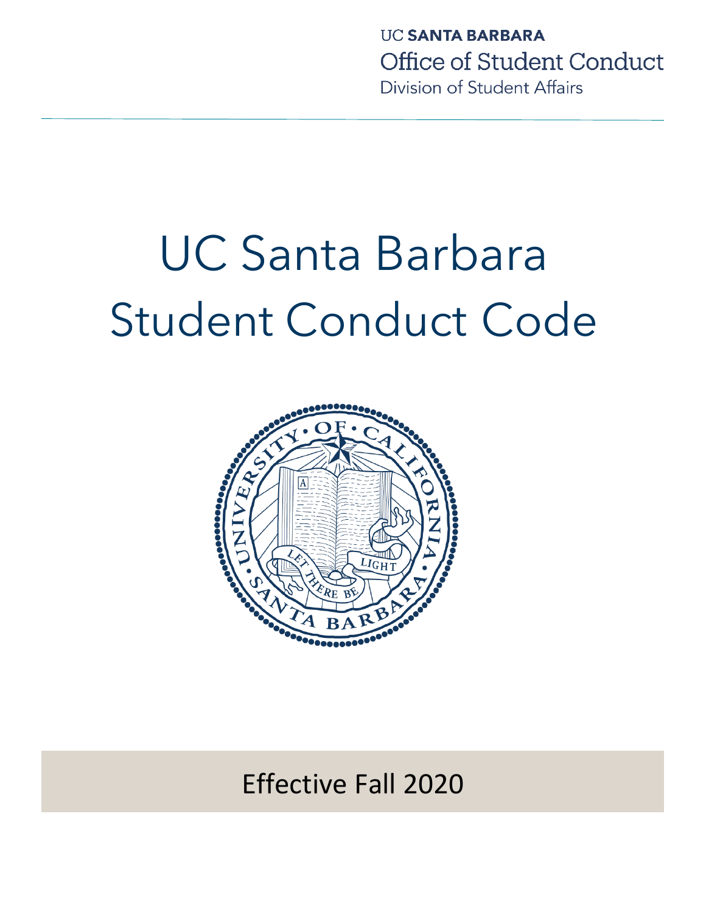UC **SANTA BARBARA**
Office of Student Conduct
Division of Student Affairs

# UC Santa Barbara Student Conduct Code

Effective Fall 2020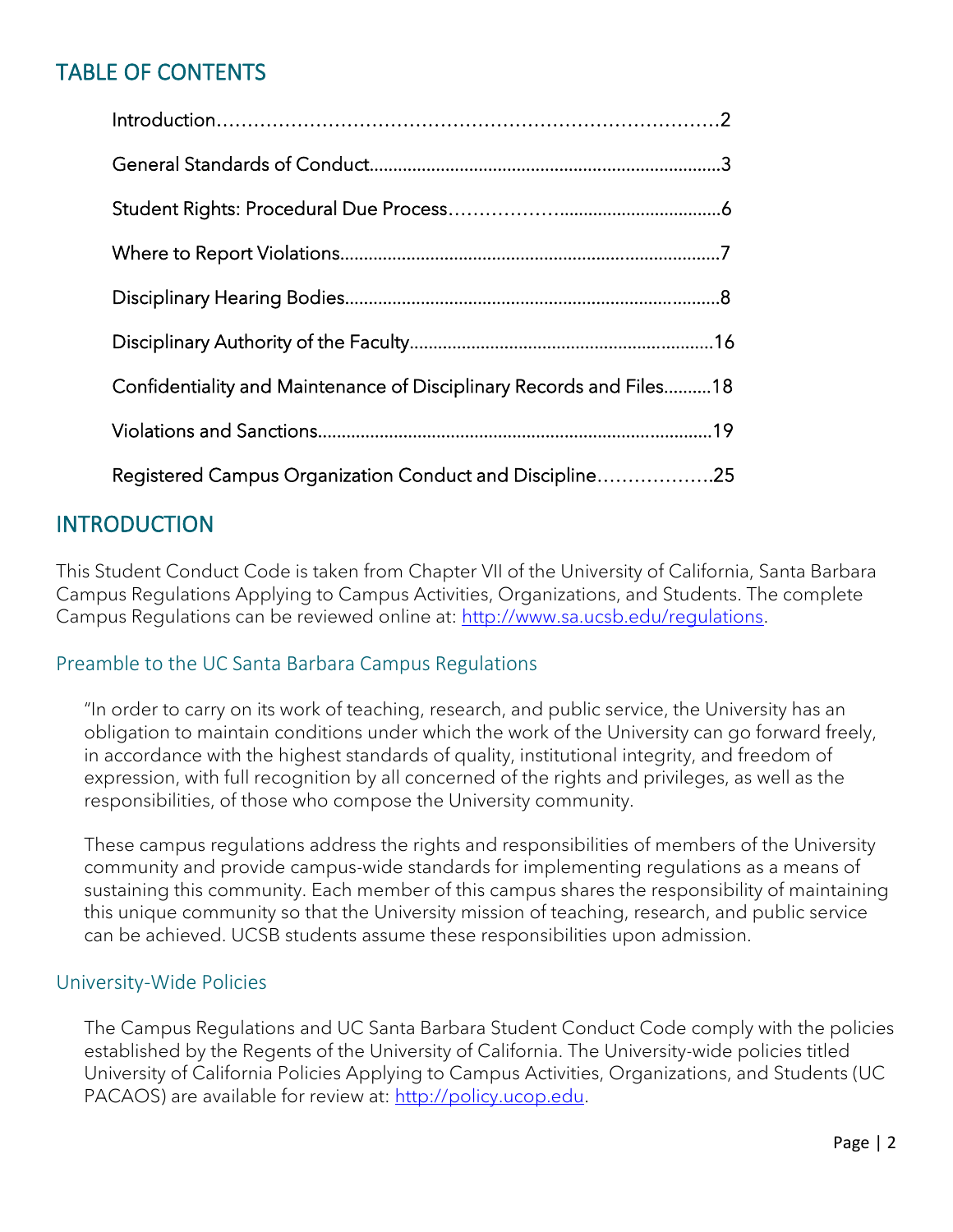## TABLE OF CONTENTS

| | |
|---|---|
| Introduction | 2 |
| General Standards of Conduct | 3 |
| Student Rights: Procedural Due Process | 6 |
| Where to Report Violations | 7 |
| Disciplinary Hearing Bodies | 8 |
| Disciplinary Authority of the Faculty | 16 |
| Confidentiality and Maintenance of Disciplinary Records and Files | 18 |
| Violations and Sanctions | 19 |
| Registered Campus Organization Conduct and Discipline | 25 |

## INTRODUCTION

This Student Conduct Code is taken from Chapter VII of the University of California, Santa Barbara Campus Regulations Applying to Campus Activities, Organizations, and Students. The complete Campus Regulations can be reviewed online at: http://www.sa.ucsb.edu/regulations.

### Preamble to the UC Santa Barbara Campus Regulations

"In order to carry on its work of teaching, research, and public service, the University has an obligation to maintain conditions under which the work of the University can go forward freely, in accordance with the highest standards of quality, institutional integrity, and freedom of expression, with full recognition by all concerned of the rights and privileges, as well as the responsibilities, of those who compose the University community.

These campus regulations address the rights and responsibilities of members of the University community and provide campus-wide standards for implementing regulations as a means of sustaining this community. Each member of this campus shares the responsibility of maintaining this unique community so that the University mission of teaching, research, and public service can be achieved. UCSB students assume these responsibilities upon admission.

### University-Wide Policies

The Campus Regulations and UC Santa Barbara Student Conduct Code comply with the policies established by the Regents of the University of California. The University-wide policies titled University of California Policies Applying to Campus Activities, Organizations, and Students (UC PACAOS) are available for review at: http://policy.ucop.edu.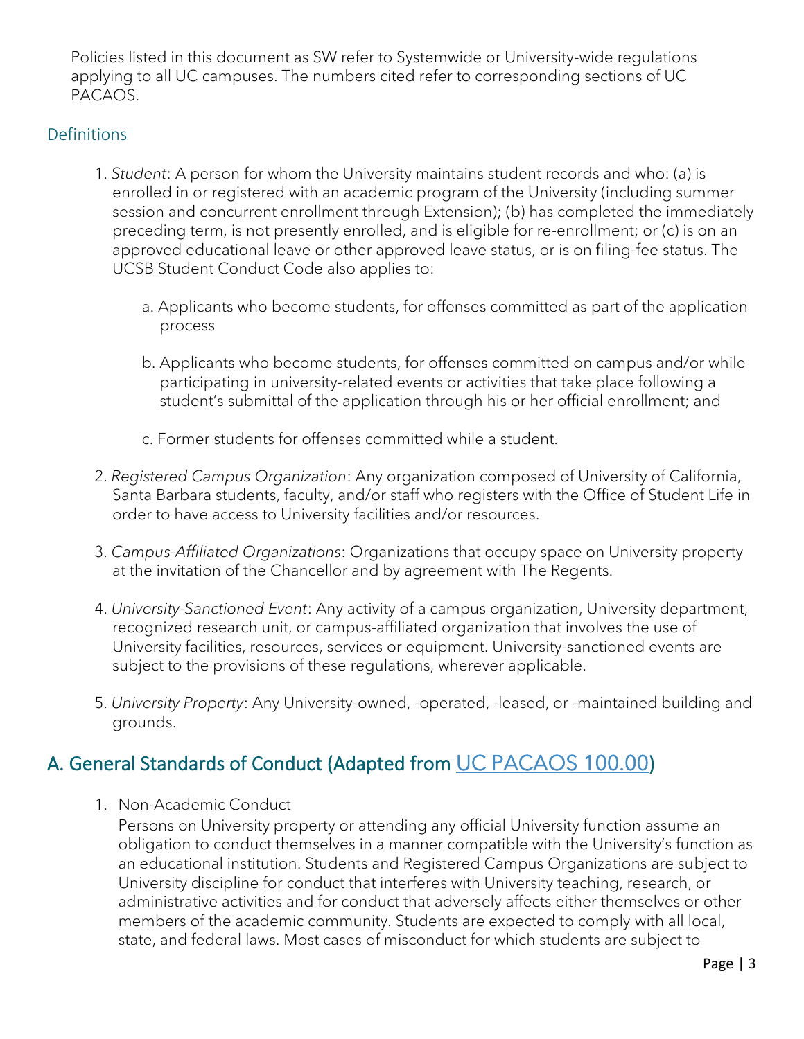Policies listed in this document as SW refer to Systemwide or University-wide regulations applying to all UC campuses. The numbers cited refer to corresponding sections of UC PACAOS.

### Definitions

1. *Student*: A person for whom the University maintains student records and who: (a) is enrolled in or registered with an academic program of the University (including summer session and concurrent enrollment through Extension); (b) has completed the immediately preceding term, is not presently enrolled, and is eligible for re-enrollment; or (c) is on an approved educational leave or other approved leave status, or is on filing-fee status. The UCSB Student Conduct Code also applies to:

   a. Applicants who become students, for offenses committed as part of the application process

   b. Applicants who become students, for offenses committed on campus and/or while participating in university-related events or activities that take place following a student's submittal of the application through his or her official enrollment; and

   c. Former students for offenses committed while a student.

2. *Registered Campus Organization*: Any organization composed of University of California, Santa Barbara students, faculty, and/or staff who registers with the Office of Student Life in order to have access to University facilities and/or resources.

3. *Campus-Affiliated Organizations*: Organizations that occupy space on University property at the invitation of the Chancellor and by agreement with The Regents.

4. *University-Sanctioned Event*: Any activity of a campus organization, University department, recognized research unit, or campus-affiliated organization that involves the use of University facilities, resources, services or equipment. University-sanctioned events are subject to the provisions of these regulations, wherever applicable.

5. *University Property*: Any University-owned, -operated, -leased, or -maintained building and grounds.

## A. General Standards of Conduct (Adapted from UC PACAOS 100.00)

1. Non-Academic Conduct
   Persons on University property or attending any official University function assume an obligation to conduct themselves in a manner compatible with the University's function as an educational institution. Students and Registered Campus Organizations are subject to University discipline for conduct that interferes with University teaching, research, or administrative activities and for conduct that adversely affects either themselves or other members of the academic community. Students are expected to comply with all local, state, and federal laws. Most cases of misconduct for which students are subject to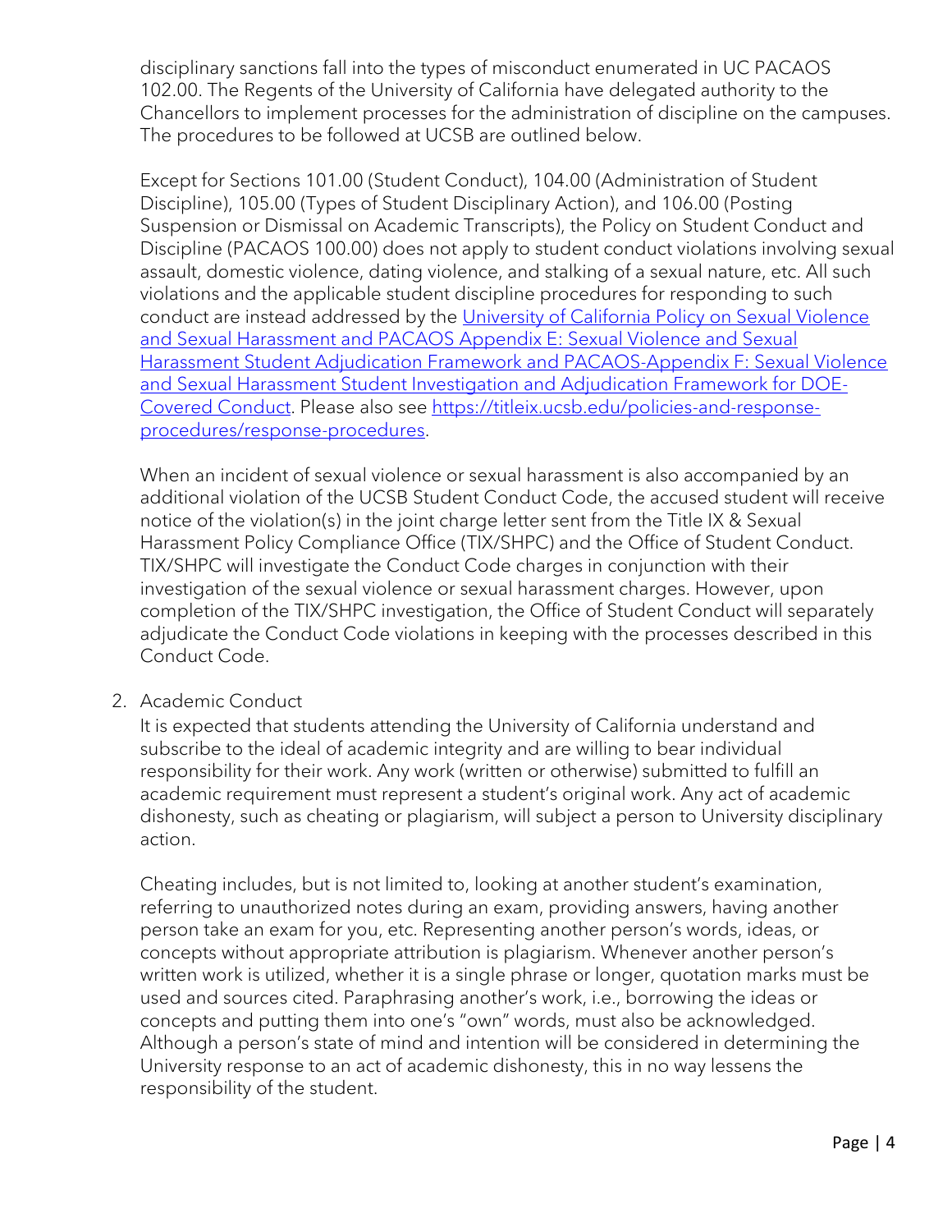disciplinary sanctions fall into the types of misconduct enumerated in UC PACAOS 102.00. The Regents of the University of California have delegated authority to the Chancellors to implement processes for the administration of discipline on the campuses. The procedures to be followed at UCSB are outlined below.

Except for Sections 101.00 (Student Conduct), 104.00 (Administration of Student Discipline), 105.00 (Types of Student Disciplinary Action), and 106.00 (Posting Suspension or Dismissal on Academic Transcripts), the Policy on Student Conduct and Discipline (PACAOS 100.00) does not apply to student conduct violations involving sexual assault, domestic violence, dating violence, and stalking of a sexual nature, etc. All such violations and the applicable student discipline procedures for responding to such conduct are instead addressed by the University of California Policy on Sexual Violence and Sexual Harassment and PACAOS Appendix E: Sexual Violence and Sexual Harassment Student Adjudication Framework and PACAOS-Appendix F: Sexual Violence and Sexual Harassment Student Investigation and Adjudication Framework for DOE-Covered Conduct. Please also see https://titleix.ucsb.edu/policies-and-response-procedures/response-procedures.

When an incident of sexual violence or sexual harassment is also accompanied by an additional violation of the UCSB Student Conduct Code, the accused student will receive notice of the violation(s) in the joint charge letter sent from the Title IX & Sexual Harassment Policy Compliance Office (TIX/SHPC) and the Office of Student Conduct. TIX/SHPC will investigate the Conduct Code charges in conjunction with their investigation of the sexual violence or sexual harassment charges. However, upon completion of the TIX/SHPC investigation, the Office of Student Conduct will separately adjudicate the Conduct Code violations in keeping with the processes described in this Conduct Code.

2. Academic Conduct

It is expected that students attending the University of California understand and subscribe to the ideal of academic integrity and are willing to bear individual responsibility for their work. Any work (written or otherwise) submitted to fulfill an academic requirement must represent a student's original work. Any act of academic dishonesty, such as cheating or plagiarism, will subject a person to University disciplinary action.

Cheating includes, but is not limited to, looking at another student's examination, referring to unauthorized notes during an exam, providing answers, having another person take an exam for you, etc. Representing another person's words, ideas, or concepts without appropriate attribution is plagiarism. Whenever another person's written work is utilized, whether it is a single phrase or longer, quotation marks must be used and sources cited. Paraphrasing another's work, i.e., borrowing the ideas or concepts and putting them into one's "own" words, must also be acknowledged. Although a person's state of mind and intention will be considered in determining the University response to an act of academic dishonesty, this in no way lessens the responsibility of the student.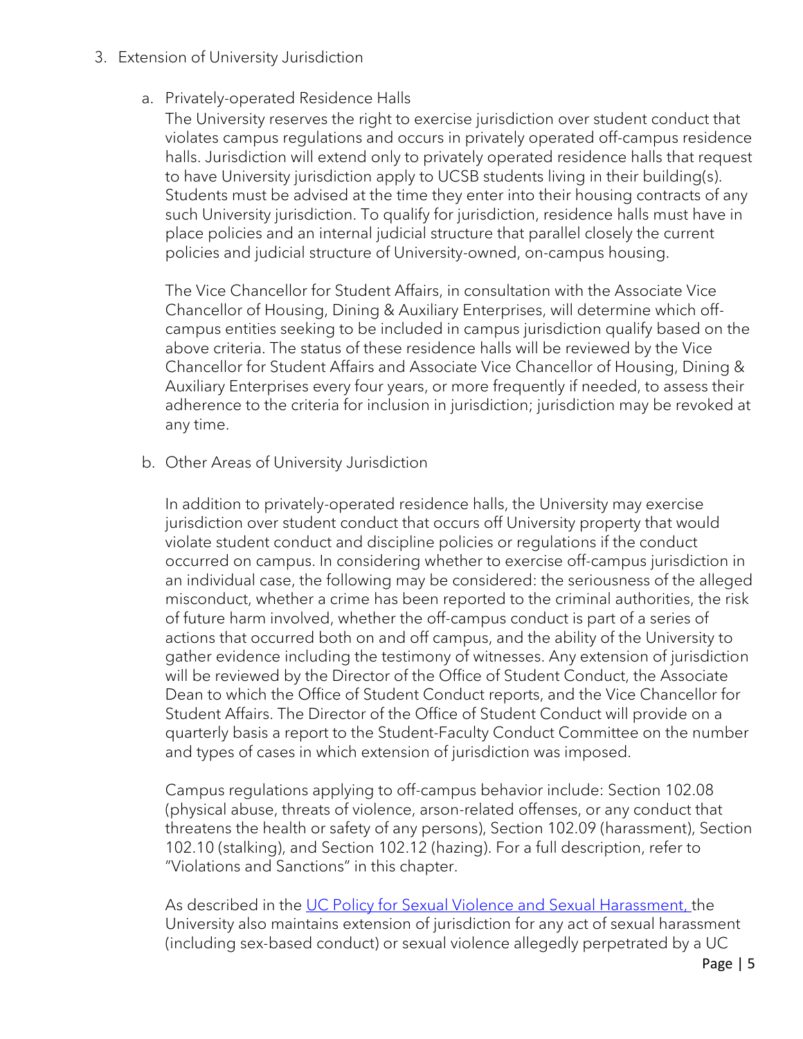3. Extension of University Jurisdiction

   a. Privately-operated Residence Halls

      The University reserves the right to exercise jurisdiction over student conduct that violates campus regulations and occurs in privately operated off-campus residence halls. Jurisdiction will extend only to privately operated residence halls that request to have University jurisdiction apply to UCSB students living in their building(s). Students must be advised at the time they enter into their housing contracts of any such University jurisdiction. To qualify for jurisdiction, residence halls must have in place policies and an internal judicial structure that parallel closely the current policies and judicial structure of University-owned, on-campus housing.

      The Vice Chancellor for Student Affairs, in consultation with the Associate Vice Chancellor of Housing, Dining & Auxiliary Enterprises, will determine which off-campus entities seeking to be included in campus jurisdiction qualify based on the above criteria. The status of these residence halls will be reviewed by the Vice Chancellor for Student Affairs and Associate Vice Chancellor of Housing, Dining & Auxiliary Enterprises every four years, or more frequently if needed, to assess their adherence to the criteria for inclusion in jurisdiction; jurisdiction may be revoked at any time.

   b. Other Areas of University Jurisdiction

      In addition to privately-operated residence halls, the University may exercise jurisdiction over student conduct that occurs off University property that would violate student conduct and discipline policies or regulations if the conduct occurred on campus. In considering whether to exercise off-campus jurisdiction in an individual case, the following may be considered: the seriousness of the alleged misconduct, whether a crime has been reported to the criminal authorities, the risk of future harm involved, whether the off-campus conduct is part of a series of actions that occurred both on and off campus, and the ability of the University to gather evidence including the testimony of witnesses. Any extension of jurisdiction will be reviewed by the Director of the Office of Student Conduct, the Associate Dean to which the Office of Student Conduct reports, and the Vice Chancellor for Student Affairs. The Director of the Office of Student Conduct will provide on a quarterly basis a report to the Student-Faculty Conduct Committee on the number and types of cases in which extension of jurisdiction was imposed.

      Campus regulations applying to off-campus behavior include: Section 102.08 (physical abuse, threats of violence, arson-related offenses, or any conduct that threatens the health or safety of any persons), Section 102.09 (harassment), Section 102.10 (stalking), and Section 102.12 (hazing). For a full description, refer to "Violations and Sanctions" in this chapter.

      As described in the UC Policy for Sexual Violence and Sexual Harassment, the University also maintains extension of jurisdiction for any act of sexual harassment (including sex-based conduct) or sexual violence allegedly perpetrated by a UC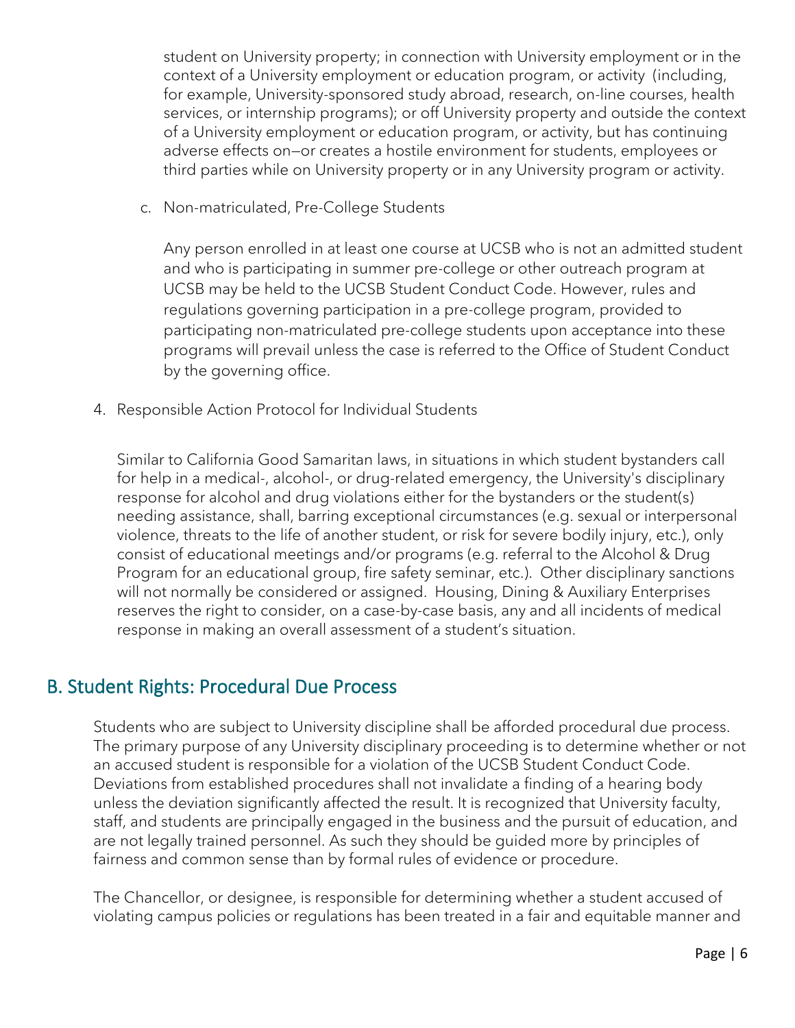student on University property; in connection with University employment or in the context of a University employment or education program, or activity (including, for example, University-sponsored study abroad, research, on-line courses, health services, or internship programs); or off University property and outside the context of a University employment or education program, or activity, but has continuing adverse effects on—or creates a hostile environment for students, employees or third parties while on University property or in any University program or activity.

c. Non-matriculated, Pre-College Students

   Any person enrolled in at least one course at UCSB who is not an admitted student and who is participating in summer pre-college or other outreach program at UCSB may be held to the UCSB Student Conduct Code. However, rules and regulations governing participation in a pre-college program, provided to participating non-matriculated pre-college students upon acceptance into these programs will prevail unless the case is referred to the Office of Student Conduct by the governing office.

4. Responsible Action Protocol for Individual Students

   Similar to California Good Samaritan laws, in situations in which student bystanders call for help in a medical-, alcohol-, or drug-related emergency, the University's disciplinary response for alcohol and drug violations either for the bystanders or the student(s) needing assistance, shall, barring exceptional circumstances (e.g. sexual or interpersonal violence, threats to the life of another student, or risk for severe bodily injury, etc.), only consist of educational meetings and/or programs (e.g. referral to the Alcohol & Drug Program for an educational group, fire safety seminar, etc.). Other disciplinary sanctions will not normally be considered or assigned. Housing, Dining & Auxiliary Enterprises reserves the right to consider, on a case-by-case basis, any and all incidents of medical response in making an overall assessment of a student's situation.

## B. Student Rights: Procedural Due Process

Students who are subject to University discipline shall be afforded procedural due process. The primary purpose of any University disciplinary proceeding is to determine whether or not an accused student is responsible for a violation of the UCSB Student Conduct Code. Deviations from established procedures shall not invalidate a finding of a hearing body unless the deviation significantly affected the result. It is recognized that University faculty, staff, and students are principally engaged in the business and the pursuit of education, and are not legally trained personnel. As such they should be guided more by principles of fairness and common sense than by formal rules of evidence or procedure.

The Chancellor, or designee, is responsible for determining whether a student accused of violating campus policies or regulations has been treated in a fair and equitable manner and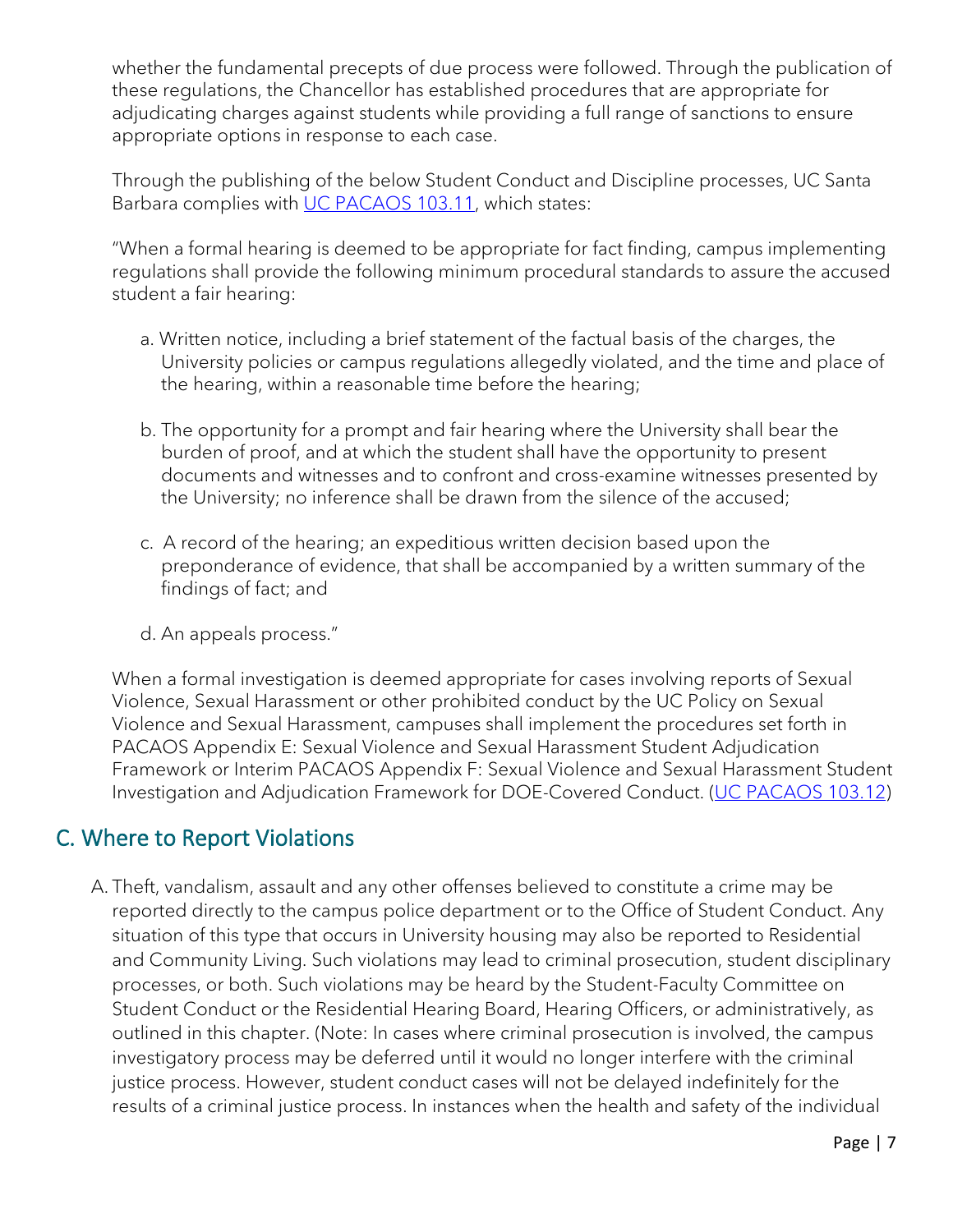whether the fundamental precepts of due process were followed. Through the publication of these regulations, the Chancellor has established procedures that are appropriate for adjudicating charges against students while providing a full range of sanctions to ensure appropriate options in response to each case.

Through the publishing of the below Student Conduct and Discipline processes, UC Santa Barbara complies with [UC PACAOS 103.11](), which states:

"When a formal hearing is deemed to be appropriate for fact finding, campus implementing regulations shall provide the following minimum procedural standards to assure the accused student a fair hearing:

a. Written notice, including a brief statement of the factual basis of the charges, the University policies or campus regulations allegedly violated, and the time and place of the hearing, within a reasonable time before the hearing;

b. The opportunity for a prompt and fair hearing where the University shall bear the burden of proof, and at which the student shall have the opportunity to present documents and witnesses and to confront and cross-examine witnesses presented by the University; no inference shall be drawn from the silence of the accused;

c. A record of the hearing; an expeditious written decision based upon the preponderance of evidence, that shall be accompanied by a written summary of the findings of fact; and

d. An appeals process."

When a formal investigation is deemed appropriate for cases involving reports of Sexual Violence, Sexual Harassment or other prohibited conduct by the UC Policy on Sexual Violence and Sexual Harassment, campuses shall implement the procedures set forth in PACAOS Appendix E: Sexual Violence and Sexual Harassment Student Adjudication Framework or Interim PACAOS Appendix F: Sexual Violence and Sexual Harassment Student Investigation and Adjudication Framework for DOE-Covered Conduct. ([UC PACAOS 103.12]())

## C. Where to Report Violations

A. Theft, vandalism, assault and any other offenses believed to constitute a crime may be reported directly to the campus police department or to the Office of Student Conduct. Any situation of this type that occurs in University housing may also be reported to Residential and Community Living. Such violations may lead to criminal prosecution, student disciplinary processes, or both. Such violations may be heard by the Student-Faculty Committee on Student Conduct or the Residential Hearing Board, Hearing Officers, or administratively, as outlined in this chapter. (Note: In cases where criminal prosecution is involved, the campus investigatory process may be deferred until it would no longer interfere with the criminal justice process. However, student conduct cases will not be delayed indefinitely for the results of a criminal justice process. In instances when the health and safety of the individual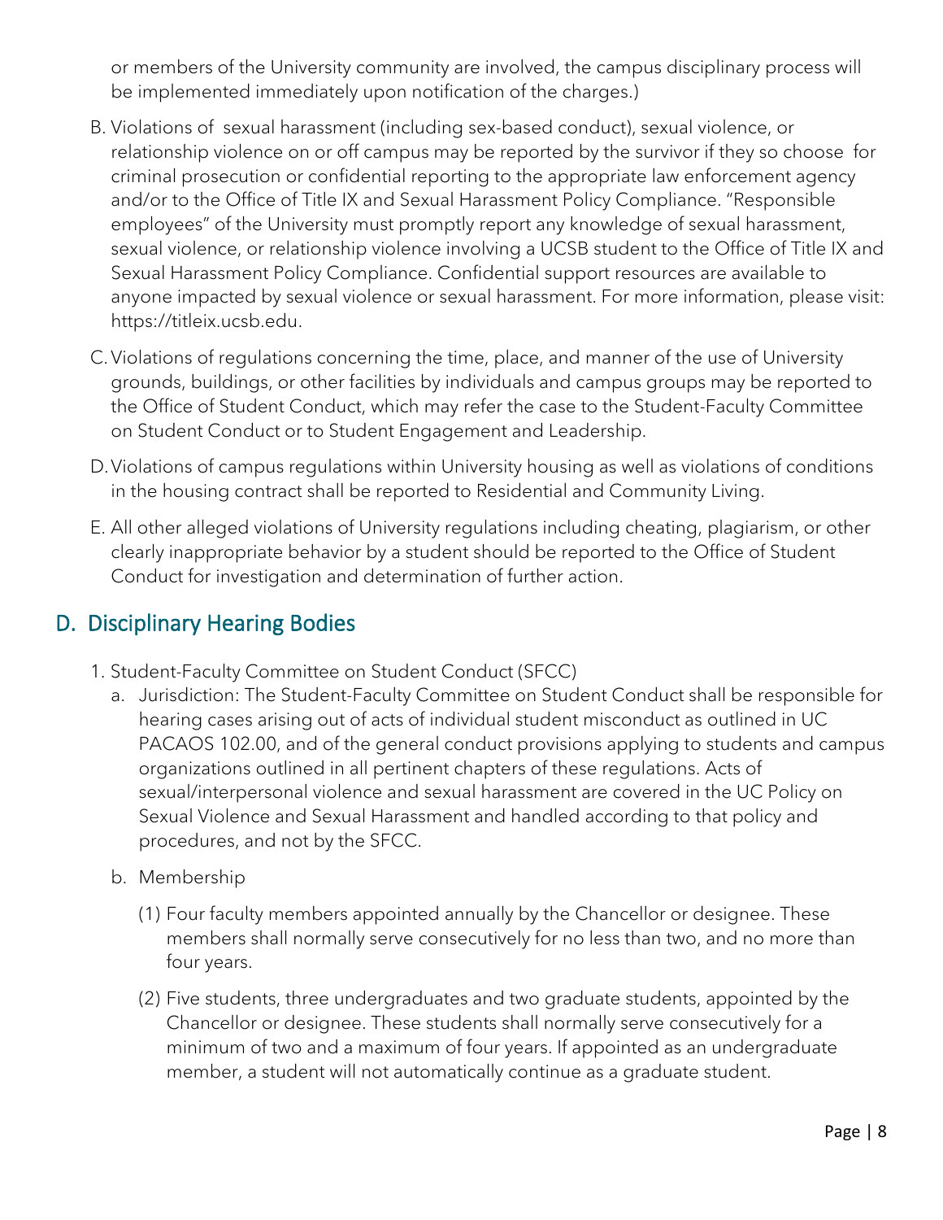or members of the University community are involved, the campus disciplinary process will be implemented immediately upon notification of the charges.)

B. Violations of sexual harassment (including sex-based conduct), sexual violence, or relationship violence on or off campus may be reported by the survivor if they so choose for criminal prosecution or confidential reporting to the appropriate law enforcement agency and/or to the Office of Title IX and Sexual Harassment Policy Compliance. "Responsible employees" of the University must promptly report any knowledge of sexual harassment, sexual violence, or relationship violence involving a UCSB student to the Office of Title IX and Sexual Harassment Policy Compliance. Confidential support resources are available to anyone impacted by sexual violence or sexual harassment. For more information, please visit: https://titleix.ucsb.edu.

C. Violations of regulations concerning the time, place, and manner of the use of University grounds, buildings, or other facilities by individuals and campus groups may be reported to the Office of Student Conduct, which may refer the case to the Student-Faculty Committee on Student Conduct or to Student Engagement and Leadership.

D. Violations of campus regulations within University housing as well as violations of conditions in the housing contract shall be reported to Residential and Community Living.

E. All other alleged violations of University regulations including cheating, plagiarism, or other clearly inappropriate behavior by a student should be reported to the Office of Student Conduct for investigation and determination of further action.

## D. Disciplinary Hearing Bodies

1. Student-Faculty Committee on Student Conduct (SFCC)
   a. Jurisdiction: The Student-Faculty Committee on Student Conduct shall be responsible for hearing cases arising out of acts of individual student misconduct as outlined in UC PACAOS 102.00, and of the general conduct provisions applying to students and campus organizations outlined in all pertinent chapters of these regulations. Acts of sexual/interpersonal violence and sexual harassment are covered in the UC Policy on Sexual Violence and Sexual Harassment and handled according to that policy and procedures, and not by the SFCC.

   b. Membership

      (1) Four faculty members appointed annually by the Chancellor or designee. These members shall normally serve consecutively for no less than two, and no more than four years.

      (2) Five students, three undergraduates and two graduate students, appointed by the Chancellor or designee. These students shall normally serve consecutively for a minimum of two and a maximum of four years. If appointed as an undergraduate member, a student will not automatically continue as a graduate student.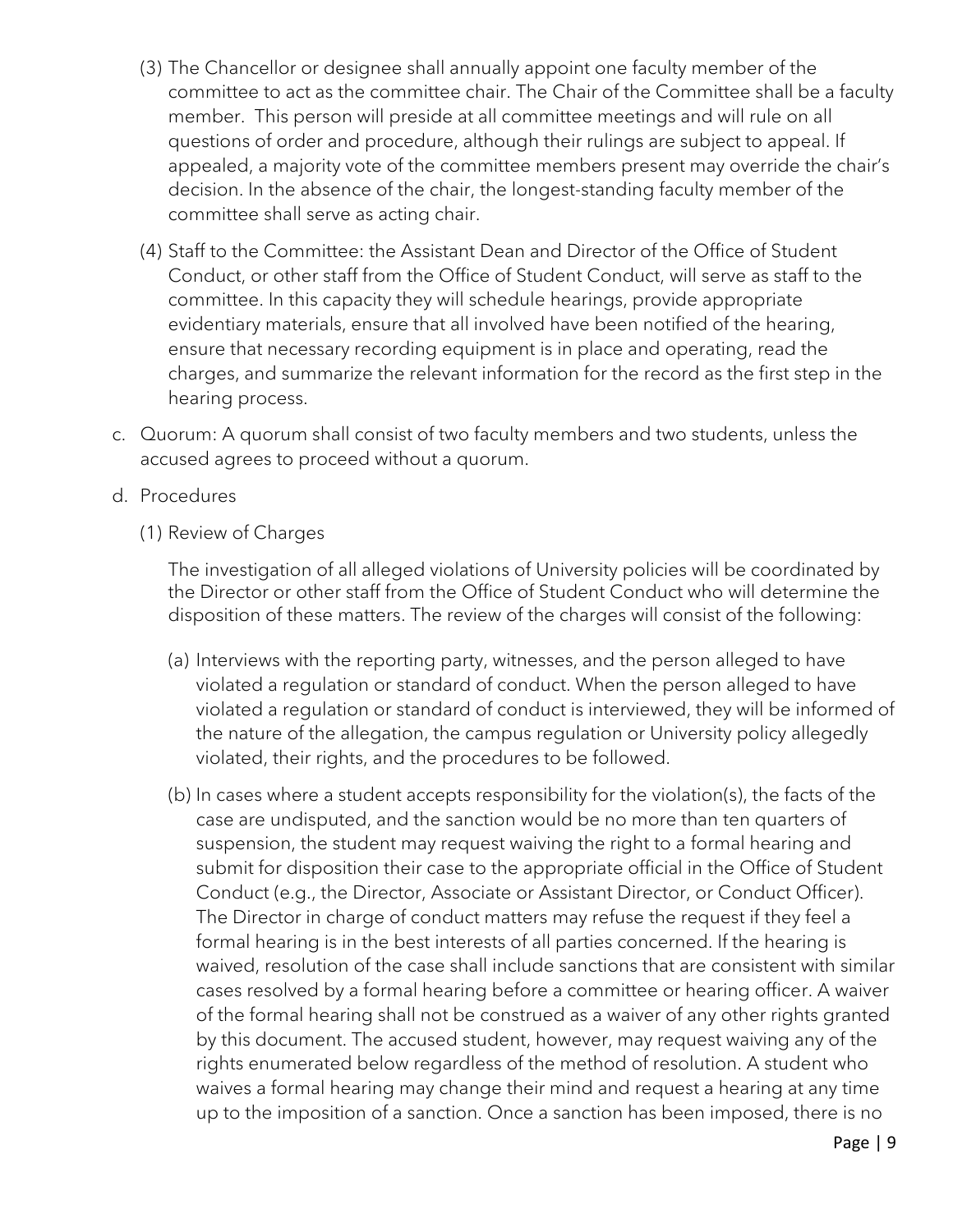(3) The Chancellor or designee shall annually appoint one faculty member of the committee to act as the committee chair. The Chair of the Committee shall be a faculty member. This person will preside at all committee meetings and will rule on all questions of order and procedure, although their rulings are subject to appeal. If appealed, a majority vote of the committee members present may override the chair's decision. In the absence of the chair, the longest-standing faculty member of the committee shall serve as acting chair.

(4) Staff to the Committee: the Assistant Dean and Director of the Office of Student Conduct, or other staff from the Office of Student Conduct, will serve as staff to the committee. In this capacity they will schedule hearings, provide appropriate evidentiary materials, ensure that all involved have been notified of the hearing, ensure that necessary recording equipment is in place and operating, read the charges, and summarize the relevant information for the record as the first step in the hearing process.

c. Quorum: A quorum shall consist of two faculty members and two students, unless the accused agrees to proceed without a quorum.

d. Procedures

(1) Review of Charges

The investigation of all alleged violations of University policies will be coordinated by the Director or other staff from the Office of Student Conduct who will determine the disposition of these matters. The review of the charges will consist of the following:

(a) Interviews with the reporting party, witnesses, and the person alleged to have violated a regulation or standard of conduct. When the person alleged to have violated a regulation or standard of conduct is interviewed, they will be informed of the nature of the allegation, the campus regulation or University policy allegedly violated, their rights, and the procedures to be followed.

(b) In cases where a student accepts responsibility for the violation(s), the facts of the case are undisputed, and the sanction would be no more than ten quarters of suspension, the student may request waiving the right to a formal hearing and submit for disposition their case to the appropriate official in the Office of Student Conduct (e.g., the Director, Associate or Assistant Director, or Conduct Officer). The Director in charge of conduct matters may refuse the request if they feel a formal hearing is in the best interests of all parties concerned. If the hearing is waived, resolution of the case shall include sanctions that are consistent with similar cases resolved by a formal hearing before a committee or hearing officer. A waiver of the formal hearing shall not be construed as a waiver of any other rights granted by this document. The accused student, however, may request waiving any of the rights enumerated below regardless of the method of resolution. A student who waives a formal hearing may change their mind and request a hearing at any time up to the imposition of a sanction. Once a sanction has been imposed, there is no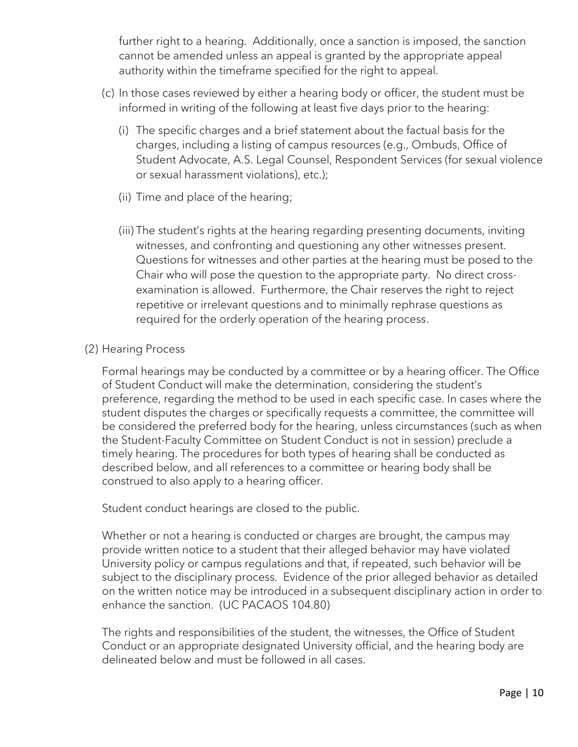further right to a hearing. Additionally, once a sanction is imposed, the sanction cannot be amended unless an appeal is granted by the appropriate appeal authority within the timeframe specified for the right to appeal.

(c) In those cases reviewed by either a hearing body or officer, the student must be informed in writing of the following at least five days prior to the hearing:

   (i) The specific charges and a brief statement about the factual basis for the charges, including a listing of campus resources (e.g., Ombuds, Office of Student Advocate, A.S. Legal Counsel, Respondent Services (for sexual violence or sexual harassment violations), etc.);

   (ii) Time and place of the hearing;

   (iii) The student's rights at the hearing regarding presenting documents, inviting witnesses, and confronting and questioning any other witnesses present. Questions for witnesses and other parties at the hearing must be posed to the Chair who will pose the question to the appropriate party. No direct cross-examination is allowed. Furthermore, the Chair reserves the right to reject repetitive or irrelevant questions and to minimally rephrase questions as required for the orderly operation of the hearing process.

(2) Hearing Process

Formal hearings may be conducted by a committee or by a hearing officer. The Office of Student Conduct will make the determination, considering the student's preference, regarding the method to be used in each specific case. In cases where the student disputes the charges or specifically requests a committee, the committee will be considered the preferred body for the hearing, unless circumstances (such as when the Student-Faculty Committee on Student Conduct is not in session) preclude a timely hearing. The procedures for both types of hearing shall be conducted as described below, and all references to a committee or hearing body shall be construed to also apply to a hearing officer.

Student conduct hearings are closed to the public.

Whether or not a hearing is conducted or charges are brought, the campus may provide written notice to a student that their alleged behavior may have violated University policy or campus regulations and that, if repeated, such behavior will be subject to the disciplinary process. Evidence of the prior alleged behavior as detailed on the written notice may be introduced in a subsequent disciplinary action in order to enhance the sanction. (UC PACAOS 104.80)

The rights and responsibilities of the student, the witnesses, the Office of Student Conduct or an appropriate designated University official, and the hearing body are delineated below and must be followed in all cases.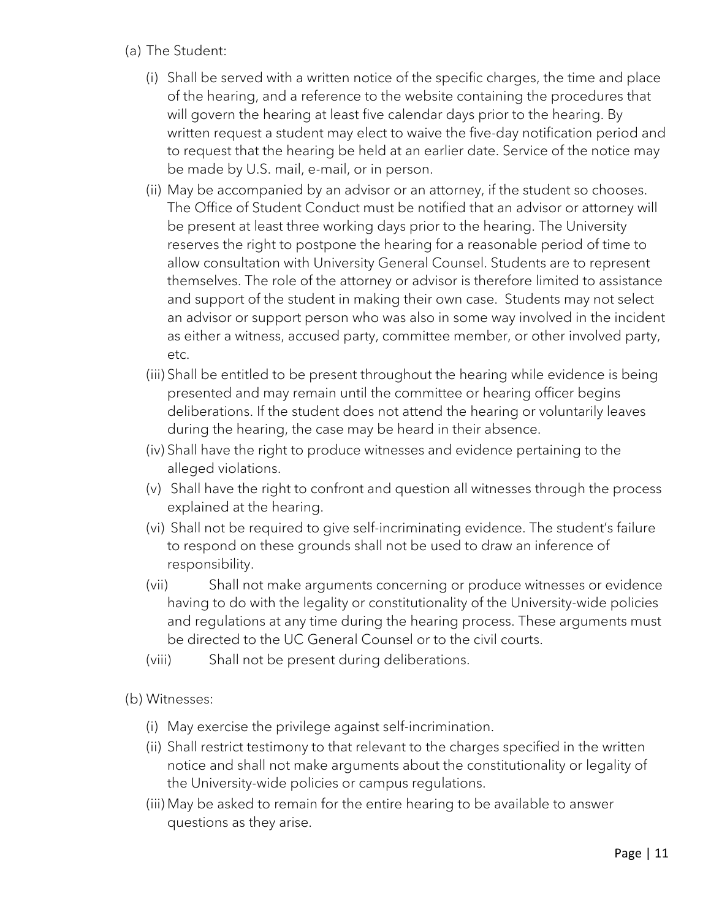(a) The Student:

- (i) Shall be served with a written notice of the specific charges, the time and place of the hearing, and a reference to the website containing the procedures that will govern the hearing at least five calendar days prior to the hearing. By written request a student may elect to waive the five-day notification period and to request that the hearing be held at an earlier date. Service of the notice may be made by U.S. mail, e-mail, or in person.
- (ii) May be accompanied by an advisor or an attorney, if the student so chooses. The Office of Student Conduct must be notified that an advisor or attorney will be present at least three working days prior to the hearing. The University reserves the right to postpone the hearing for a reasonable period of time to allow consultation with University General Counsel. Students are to represent themselves. The role of the attorney or advisor is therefore limited to assistance and support of the student in making their own case. Students may not select an advisor or support person who was also in some way involved in the incident as either a witness, accused party, committee member, or other involved party, etc.
- (iii) Shall be entitled to be present throughout the hearing while evidence is being presented and may remain until the committee or hearing officer begins deliberations. If the student does not attend the hearing or voluntarily leaves during the hearing, the case may be heard in their absence.
- (iv) Shall have the right to produce witnesses and evidence pertaining to the alleged violations.
- (v) Shall have the right to confront and question all witnesses through the process explained at the hearing.
- (vi) Shall not be required to give self-incriminating evidence. The student's failure to respond on these grounds shall not be used to draw an inference of responsibility.
- (vii) Shall not make arguments concerning or produce witnesses or evidence having to do with the legality or constitutionality of the University-wide policies and regulations at any time during the hearing process. These arguments must be directed to the UC General Counsel or to the civil courts.
- (viii) Shall not be present during deliberations.

(b) Witnesses:

- (i) May exercise the privilege against self-incrimination.
- (ii) Shall restrict testimony to that relevant to the charges specified in the written notice and shall not make arguments about the constitutionality or legality of the University-wide policies or campus regulations.
- (iii) May be asked to remain for the entire hearing to be available to answer questions as they arise.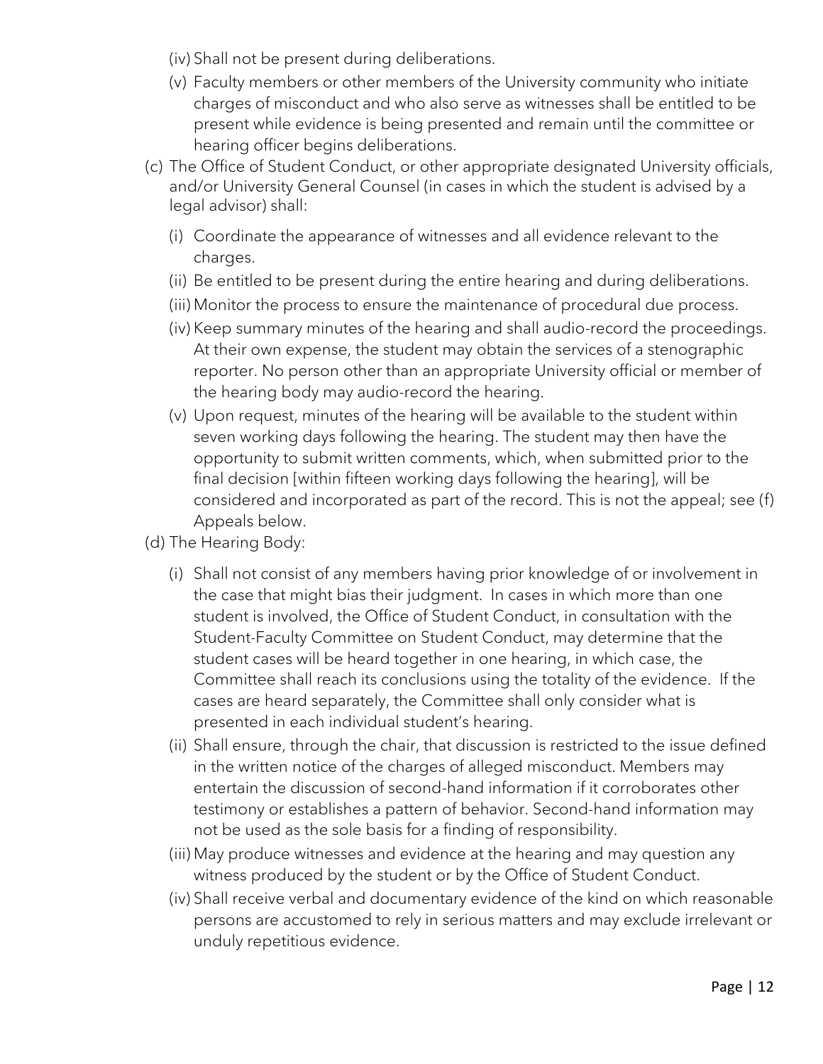(iv) Shall not be present during deliberations.

(v) Faculty members or other members of the University community who initiate charges of misconduct and who also serve as witnesses shall be entitled to be present while evidence is being presented and remain until the committee or hearing officer begins deliberations.

(c) The Office of Student Conduct, or other appropriate designated University officials, and/or University General Counsel (in cases in which the student is advised by a legal advisor) shall:

   (i) Coordinate the appearance of witnesses and all evidence relevant to the charges.

   (ii) Be entitled to be present during the entire hearing and during deliberations.

   (iii) Monitor the process to ensure the maintenance of procedural due process.

   (iv) Keep summary minutes of the hearing and shall audio-record the proceedings. At their own expense, the student may obtain the services of a stenographic reporter. No person other than an appropriate University official or member of the hearing body may audio-record the hearing.

   (v) Upon request, minutes of the hearing will be available to the student within seven working days following the hearing. The student may then have the opportunity to submit written comments, which, when submitted prior to the final decision [within fifteen working days following the hearing], will be considered and incorporated as part of the record. This is not the appeal; see (f) Appeals below.

(d) The Hearing Body:

   (i) Shall not consist of any members having prior knowledge of or involvement in the case that might bias their judgment. In cases in which more than one student is involved, the Office of Student Conduct, in consultation with the Student-Faculty Committee on Student Conduct, may determine that the student cases will be heard together in one hearing, in which case, the Committee shall reach its conclusions using the totality of the evidence. If the cases are heard separately, the Committee shall only consider what is presented in each individual student's hearing.

   (ii) Shall ensure, through the chair, that discussion is restricted to the issue defined in the written notice of the charges of alleged misconduct. Members may entertain the discussion of second-hand information if it corroborates other testimony or establishes a pattern of behavior. Second-hand information may not be used as the sole basis for a finding of responsibility.

   (iii) May produce witnesses and evidence at the hearing and may question any witness produced by the student or by the Office of Student Conduct.

   (iv) Shall receive verbal and documentary evidence of the kind on which reasonable persons are accustomed to rely in serious matters and may exclude irrelevant or unduly repetitious evidence.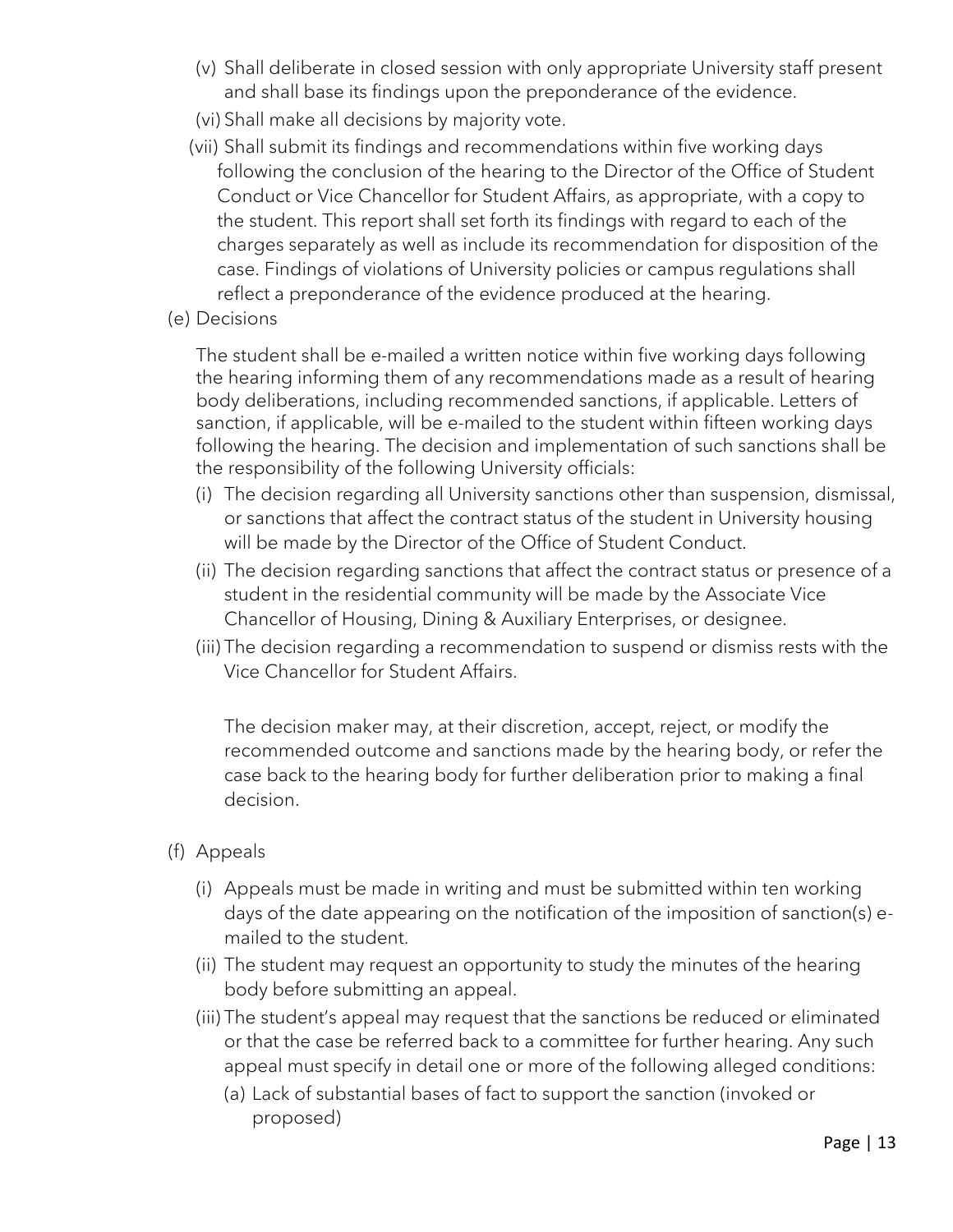(v) Shall deliberate in closed session with only appropriate University staff present and shall base its findings upon the preponderance of the evidence.

(vi) Shall make all decisions by majority vote.

(vii) Shall submit its findings and recommendations within five working days following the conclusion of the hearing to the Director of the Office of Student Conduct or Vice Chancellor for Student Affairs, as appropriate, with a copy to the student. This report shall set forth its findings with regard to each of the charges separately as well as include its recommendation for disposition of the case. Findings of violations of University policies or campus regulations shall reflect a preponderance of the evidence produced at the hearing.

(e) Decisions

The student shall be e-mailed a written notice within five working days following the hearing informing them of any recommendations made as a result of hearing body deliberations, including recommended sanctions, if applicable. Letters of sanction, if applicable, will be e-mailed to the student within fifteen working days following the hearing. The decision and implementation of such sanctions shall be the responsibility of the following University officials:

(i) The decision regarding all University sanctions other than suspension, dismissal, or sanctions that affect the contract status of the student in University housing will be made by the Director of the Office of Student Conduct.

(ii) The decision regarding sanctions that affect the contract status or presence of a student in the residential community will be made by the Associate Vice Chancellor of Housing, Dining & Auxiliary Enterprises, or designee.

(iii) The decision regarding a recommendation to suspend or dismiss rests with the Vice Chancellor for Student Affairs.

The decision maker may, at their discretion, accept, reject, or modify the recommended outcome and sanctions made by the hearing body, or refer the case back to the hearing body for further deliberation prior to making a final decision.

(f) Appeals

(i) Appeals must be made in writing and must be submitted within ten working days of the date appearing on the notification of the imposition of sanction(s) e-mailed to the student.

(ii) The student may request an opportunity to study the minutes of the hearing body before submitting an appeal.

(iii) The student's appeal may request that the sanctions be reduced or eliminated or that the case be referred back to a committee for further hearing. Any such appeal must specify in detail one or more of the following alleged conditions:

(a) Lack of substantial bases of fact to support the sanction (invoked or proposed)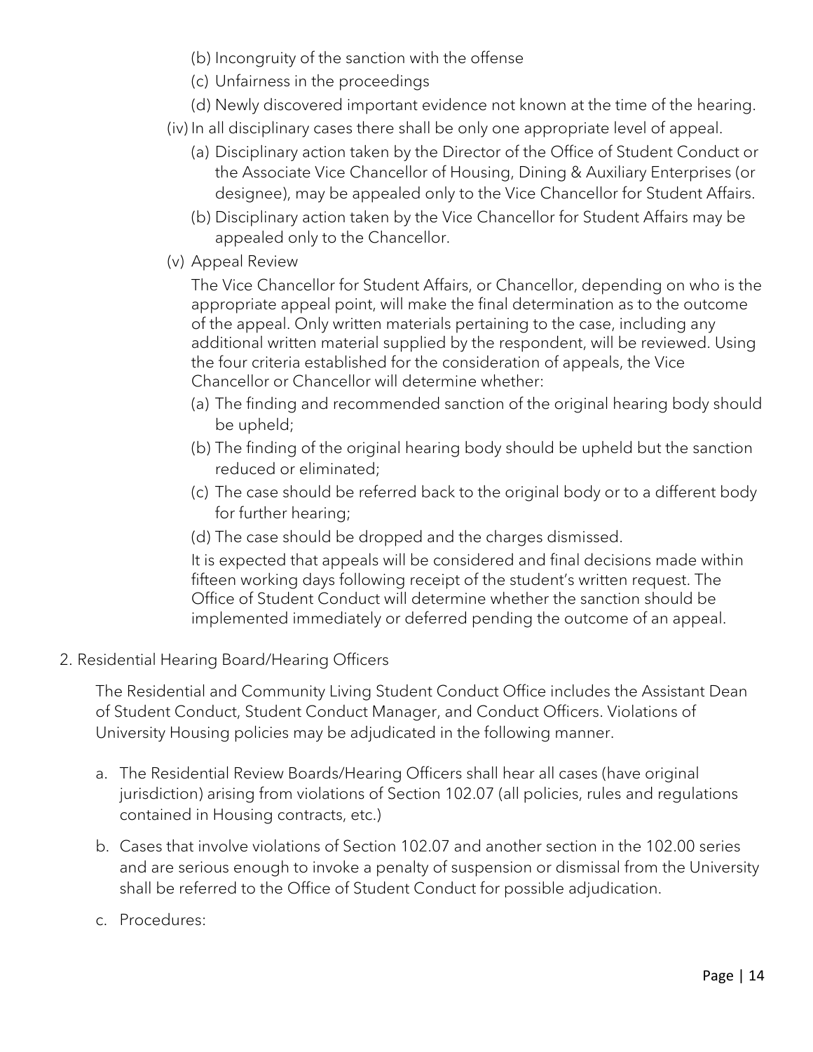(b) Incongruity of the sanction with the offense

(c) Unfairness in the proceedings

(d) Newly discovered important evidence not known at the time of the hearing.

(iv) In all disciplinary cases there shall be only one appropriate level of appeal.

(a) Disciplinary action taken by the Director of the Office of Student Conduct or the Associate Vice Chancellor of Housing, Dining & Auxiliary Enterprises (or designee), may be appealed only to the Vice Chancellor for Student Affairs.

(b) Disciplinary action taken by the Vice Chancellor for Student Affairs may be appealed only to the Chancellor.

(v) Appeal Review

The Vice Chancellor for Student Affairs, or Chancellor, depending on who is the appropriate appeal point, will make the final determination as to the outcome of the appeal. Only written materials pertaining to the case, including any additional written material supplied by the respondent, will be reviewed. Using the four criteria established for the consideration of appeals, the Vice Chancellor or Chancellor will determine whether:

(a) The finding and recommended sanction of the original hearing body should be upheld;

(b) The finding of the original hearing body should be upheld but the sanction reduced or eliminated;

(c) The case should be referred back to the original body or to a different body for further hearing;

(d) The case should be dropped and the charges dismissed.

It is expected that appeals will be considered and final decisions made within fifteen working days following receipt of the student's written request. The Office of Student Conduct will determine whether the sanction should be implemented immediately or deferred pending the outcome of an appeal.

2. Residential Hearing Board/Hearing Officers

The Residential and Community Living Student Conduct Office includes the Assistant Dean of Student Conduct, Student Conduct Manager, and Conduct Officers. Violations of University Housing policies may be adjudicated in the following manner.

a. The Residential Review Boards/Hearing Officers shall hear all cases (have original jurisdiction) arising from violations of Section 102.07 (all policies, rules and regulations contained in Housing contracts, etc.)

b. Cases that involve violations of Section 102.07 and another section in the 102.00 series and are serious enough to invoke a penalty of suspension or dismissal from the University shall be referred to the Office of Student Conduct for possible adjudication.

c. Procedures: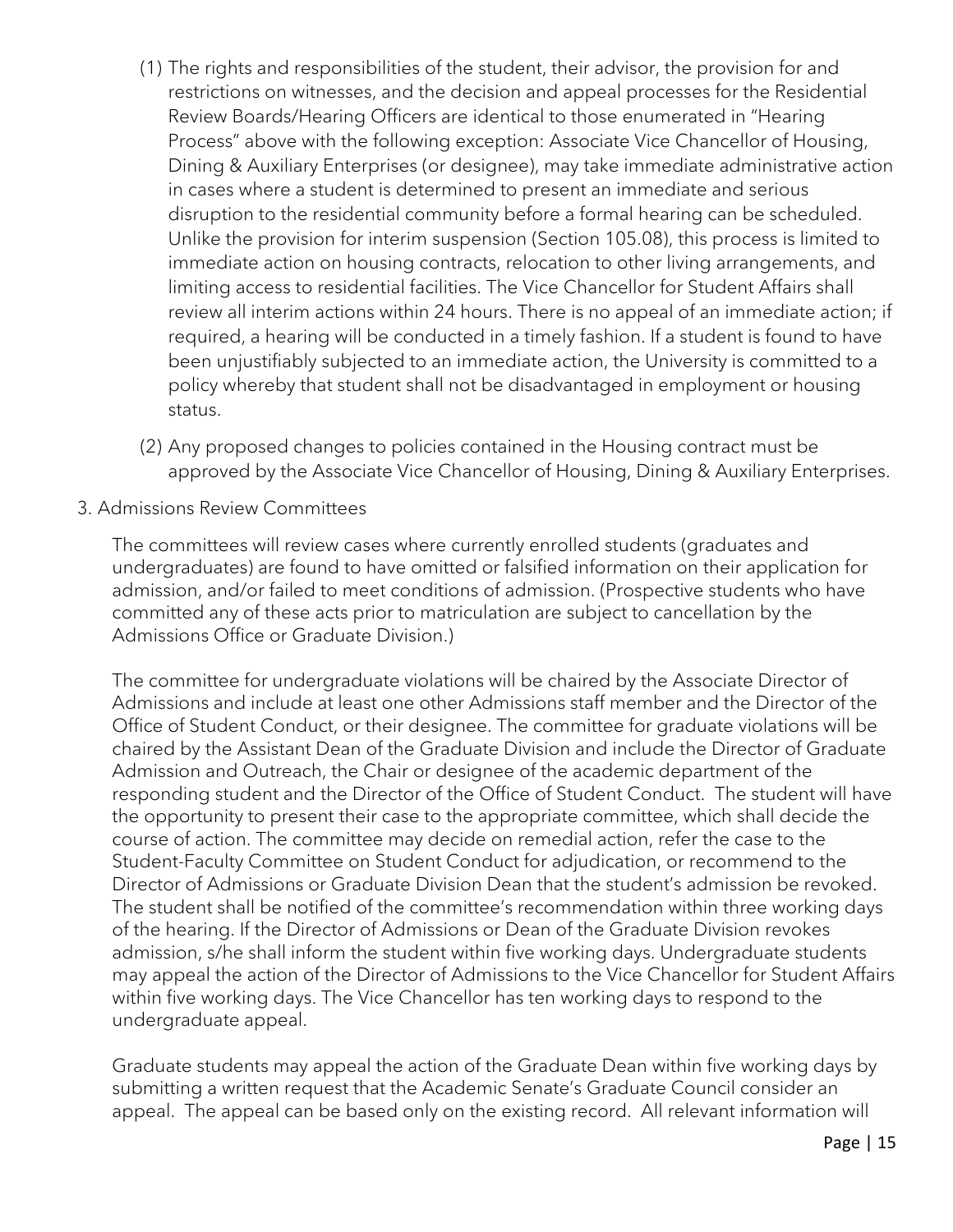(1) The rights and responsibilities of the student, their advisor, the provision for and restrictions on witnesses, and the decision and appeal processes for the Residential Review Boards/Hearing Officers are identical to those enumerated in "Hearing Process" above with the following exception: Associate Vice Chancellor of Housing, Dining & Auxiliary Enterprises (or designee), may take immediate administrative action in cases where a student is determined to present an immediate and serious disruption to the residential community before a formal hearing can be scheduled. Unlike the provision for interim suspension (Section 105.08), this process is limited to immediate action on housing contracts, relocation to other living arrangements, and limiting access to residential facilities. The Vice Chancellor for Student Affairs shall review all interim actions within 24 hours. There is no appeal of an immediate action; if required, a hearing will be conducted in a timely fashion. If a student is found to have been unjustifiably subjected to an immediate action, the University is committed to a policy whereby that student shall not be disadvantaged in employment or housing status.

(2) Any proposed changes to policies contained in the Housing contract must be approved by the Associate Vice Chancellor of Housing, Dining & Auxiliary Enterprises.

3. Admissions Review Committees

The committees will review cases where currently enrolled students (graduates and undergraduates) are found to have omitted or falsified information on their application for admission, and/or failed to meet conditions of admission. (Prospective students who have committed any of these acts prior to matriculation are subject to cancellation by the Admissions Office or Graduate Division.)

The committee for undergraduate violations will be chaired by the Associate Director of Admissions and include at least one other Admissions staff member and the Director of the Office of Student Conduct, or their designee. The committee for graduate violations will be chaired by the Assistant Dean of the Graduate Division and include the Director of Graduate Admission and Outreach, the Chair or designee of the academic department of the responding student and the Director of the Office of Student Conduct. The student will have the opportunity to present their case to the appropriate committee, which shall decide the course of action. The committee may decide on remedial action, refer the case to the Student-Faculty Committee on Student Conduct for adjudication, or recommend to the Director of Admissions or Graduate Division Dean that the student's admission be revoked. The student shall be notified of the committee's recommendation within three working days of the hearing. If the Director of Admissions or Dean of the Graduate Division revokes admission, s/he shall inform the student within five working days. Undergraduate students may appeal the action of the Director of Admissions to the Vice Chancellor for Student Affairs within five working days. The Vice Chancellor has ten working days to respond to the undergraduate appeal.

Graduate students may appeal the action of the Graduate Dean within five working days by submitting a written request that the Academic Senate's Graduate Council consider an appeal. The appeal can be based only on the existing record. All relevant information will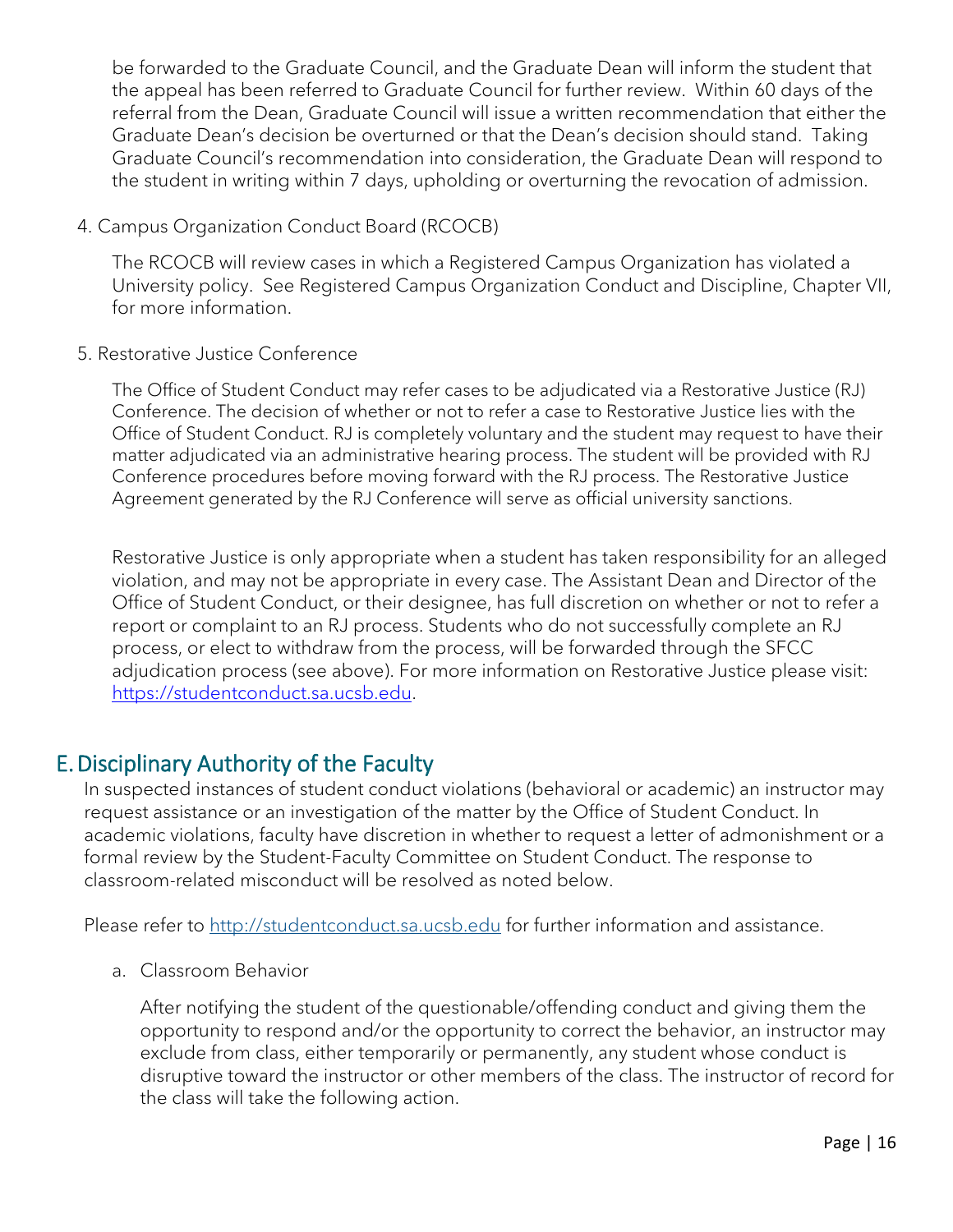be forwarded to the Graduate Council, and the Graduate Dean will inform the student that the appeal has been referred to Graduate Council for further review. Within 60 days of the referral from the Dean, Graduate Council will issue a written recommendation that either the Graduate Dean's decision be overturned or that the Dean's decision should stand. Taking Graduate Council's recommendation into consideration, the Graduate Dean will respond to the student in writing within 7 days, upholding or overturning the revocation of admission.

4. Campus Organization Conduct Board (RCOCB)

   The RCOCB will review cases in which a Registered Campus Organization has violated a University policy. See Registered Campus Organization Conduct and Discipline, Chapter VII, for more information.

5. Restorative Justice Conference

   The Office of Student Conduct may refer cases to be adjudicated via a Restorative Justice (RJ) Conference. The decision of whether or not to refer a case to Restorative Justice lies with the Office of Student Conduct. RJ is completely voluntary and the student may request to have their matter adjudicated via an administrative hearing process. The student will be provided with RJ Conference procedures before moving forward with the RJ process. The Restorative Justice Agreement generated by the RJ Conference will serve as official university sanctions.

   Restorative Justice is only appropriate when a student has taken responsibility for an alleged violation, and may not be appropriate in every case. The Assistant Dean and Director of the Office of Student Conduct, or their designee, has full discretion on whether or not to refer a report or complaint to an RJ process. Students who do not successfully complete an RJ process, or elect to withdraw from the process, will be forwarded through the SFCC adjudication process (see above). For more information on Restorative Justice please visit: [https://studentconduct.sa.ucsb.edu](https://studentconduct.sa.ucsb.edu).

## E. Disciplinary Authority of the Faculty

In suspected instances of student conduct violations (behavioral or academic) an instructor may request assistance or an investigation of the matter by the Office of Student Conduct. In academic violations, faculty have discretion in whether to request a letter of admonishment or a formal review by the Student-Faculty Committee on Student Conduct. The response to classroom-related misconduct will be resolved as noted below.

Please refer to [http://studentconduct.sa.ucsb.edu](http://studentconduct.sa.ucsb.edu) for further information and assistance.

a. Classroom Behavior

   After notifying the student of the questionable/offending conduct and giving them the opportunity to respond and/or the opportunity to correct the behavior, an instructor may exclude from class, either temporarily or permanently, any student whose conduct is disruptive toward the instructor or other members of the class. The instructor of record for the class will take the following action.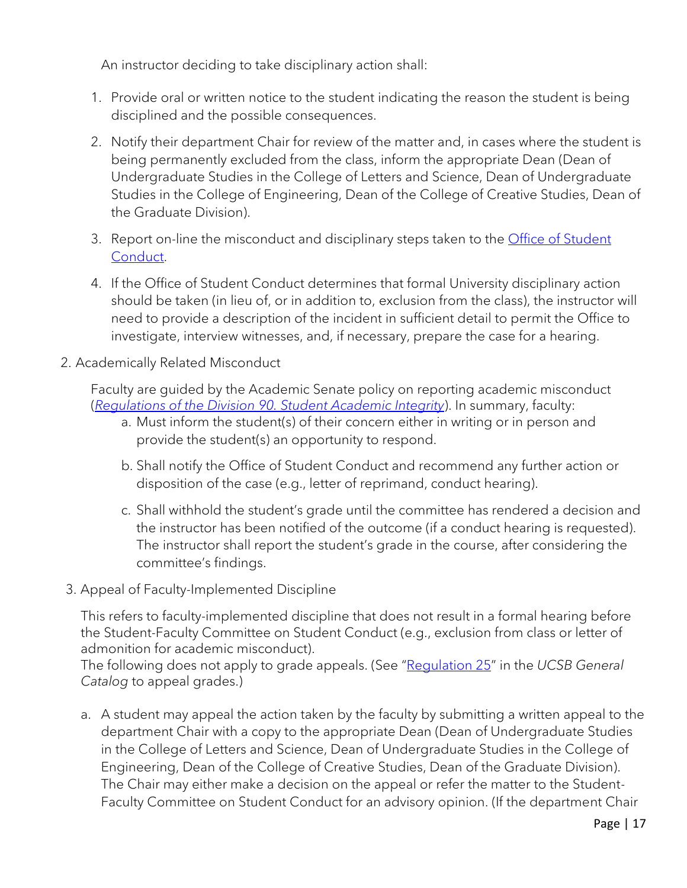An instructor deciding to take disciplinary action shall:

1. Provide oral or written notice to the student indicating the reason the student is being disciplined and the possible consequences.
2. Notify their department Chair for review of the matter and, in cases where the student is being permanently excluded from the class, inform the appropriate Dean (Dean of Undergraduate Studies in the College of Letters and Science, Dean of Undergraduate Studies in the College of Engineering, Dean of the College of Creative Studies, Dean of the Graduate Division).
3. Report on-line the misconduct and disciplinary steps taken to the Office of Student Conduct.
4. If the Office of Student Conduct determines that formal University disciplinary action should be taken (in lieu of, or in addition to, exclusion from the class), the instructor will need to provide a description of the incident in sufficient detail to permit the Office to investigate, interview witnesses, and, if necessary, prepare the case for a hearing.

2. Academically Related Misconduct

Faculty are guided by the Academic Senate policy on reporting academic misconduct (*Regulations of the Division 90. Student Academic Integrity*). In summary, faculty:

a. Must inform the student(s) of their concern either in writing or in person and provide the student(s) an opportunity to respond.

b. Shall notify the Office of Student Conduct and recommend any further action or disposition of the case (e.g., letter of reprimand, conduct hearing).

c. Shall withhold the student's grade until the committee has rendered a decision and the instructor has been notified of the outcome (if a conduct hearing is requested). The instructor shall report the student's grade in the course, after considering the committee's findings.

3. Appeal of Faculty-Implemented Discipline

This refers to faculty-implemented discipline that does not result in a formal hearing before the Student-Faculty Committee on Student Conduct (e.g., exclusion from class or letter of admonition for academic misconduct).
The following does not apply to grade appeals. (See "Regulation 25" in the *UCSB General Catalog* to appeal grades.)

a. A student may appeal the action taken by the faculty by submitting a written appeal to the department Chair with a copy to the appropriate Dean (Dean of Undergraduate Studies in the College of Letters and Science, Dean of Undergraduate Studies in the College of Engineering, Dean of the College of Creative Studies, Dean of the Graduate Division). The Chair may either make a decision on the appeal or refer the matter to the Student-Faculty Committee on Student Conduct for an advisory opinion. (If the department Chair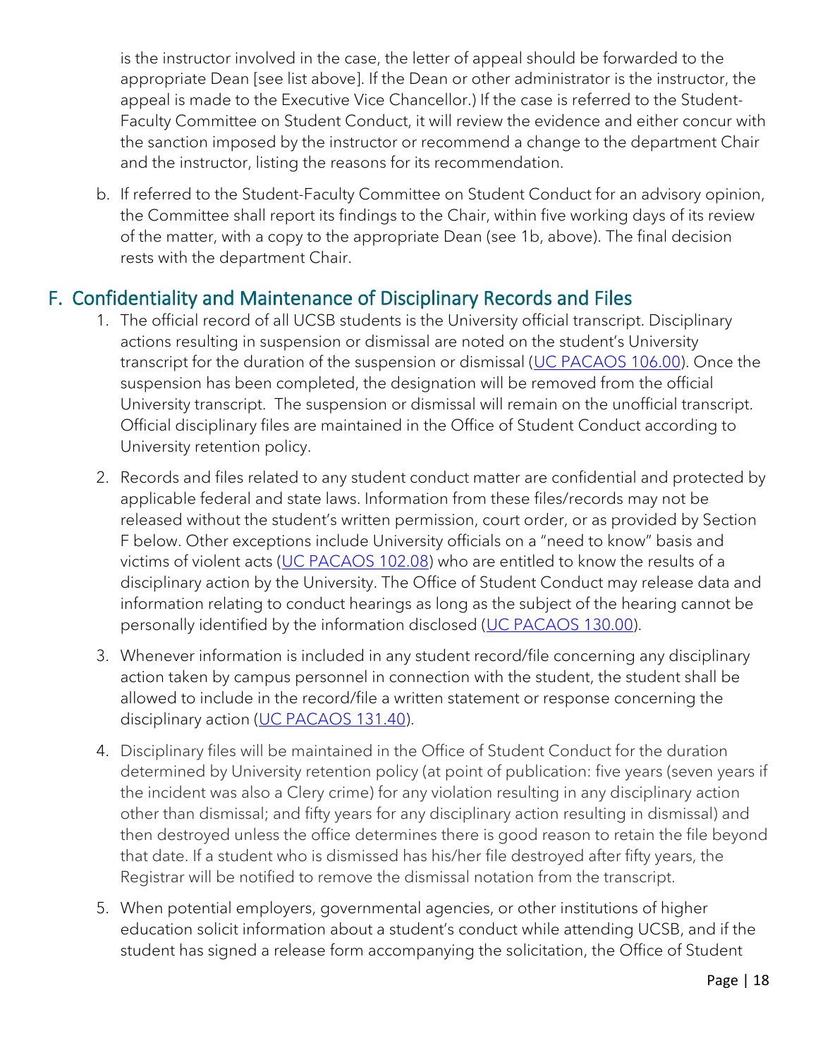is the instructor involved in the case, the letter of appeal should be forwarded to the appropriate Dean [see list above]. If the Dean or other administrator is the instructor, the appeal is made to the Executive Vice Chancellor.) If the case is referred to the Student-Faculty Committee on Student Conduct, it will review the evidence and either concur with the sanction imposed by the instructor or recommend a change to the department Chair and the instructor, listing the reasons for its recommendation.

b. If referred to the Student-Faculty Committee on Student Conduct for an advisory opinion, the Committee shall report its findings to the Chair, within five working days of its review of the matter, with a copy to the appropriate Dean (see 1b, above). The final decision rests with the department Chair.

## F. Confidentiality and Maintenance of Disciplinary Records and Files

1. The official record of all UCSB students is the University official transcript. Disciplinary actions resulting in suspension or dismissal are noted on the student's University transcript for the duration of the suspension or dismissal (UC PACAOS 106.00). Once the suspension has been completed, the designation will be removed from the official University transcript. The suspension or dismissal will remain on the unofficial transcript. Official disciplinary files are maintained in the Office of Student Conduct according to University retention policy.

2. Records and files related to any student conduct matter are confidential and protected by applicable federal and state laws. Information from these files/records may not be released without the student's written permission, court order, or as provided by Section F below. Other exceptions include University officials on a "need to know" basis and victims of violent acts (UC PACAOS 102.08) who are entitled to know the results of a disciplinary action by the University. The Office of Student Conduct may release data and information relating to conduct hearings as long as the subject of the hearing cannot be personally identified by the information disclosed (UC PACAOS 130.00).

3. Whenever information is included in any student record/file concerning any disciplinary action taken by campus personnel in connection with the student, the student shall be allowed to include in the record/file a written statement or response concerning the disciplinary action (UC PACAOS 131.40).

4. Disciplinary files will be maintained in the Office of Student Conduct for the duration determined by University retention policy (at point of publication: five years (seven years if the incident was also a Clery crime) for any violation resulting in any disciplinary action other than dismissal; and fifty years for any disciplinary action resulting in dismissal) and then destroyed unless the office determines there is good reason to retain the file beyond that date. If a student who is dismissed has his/her file destroyed after fifty years, the Registrar will be notified to remove the dismissal notation from the transcript.

5. When potential employers, governmental agencies, or other institutions of higher education solicit information about a student's conduct while attending UCSB, and if the student has signed a release form accompanying the solicitation, the Office of Student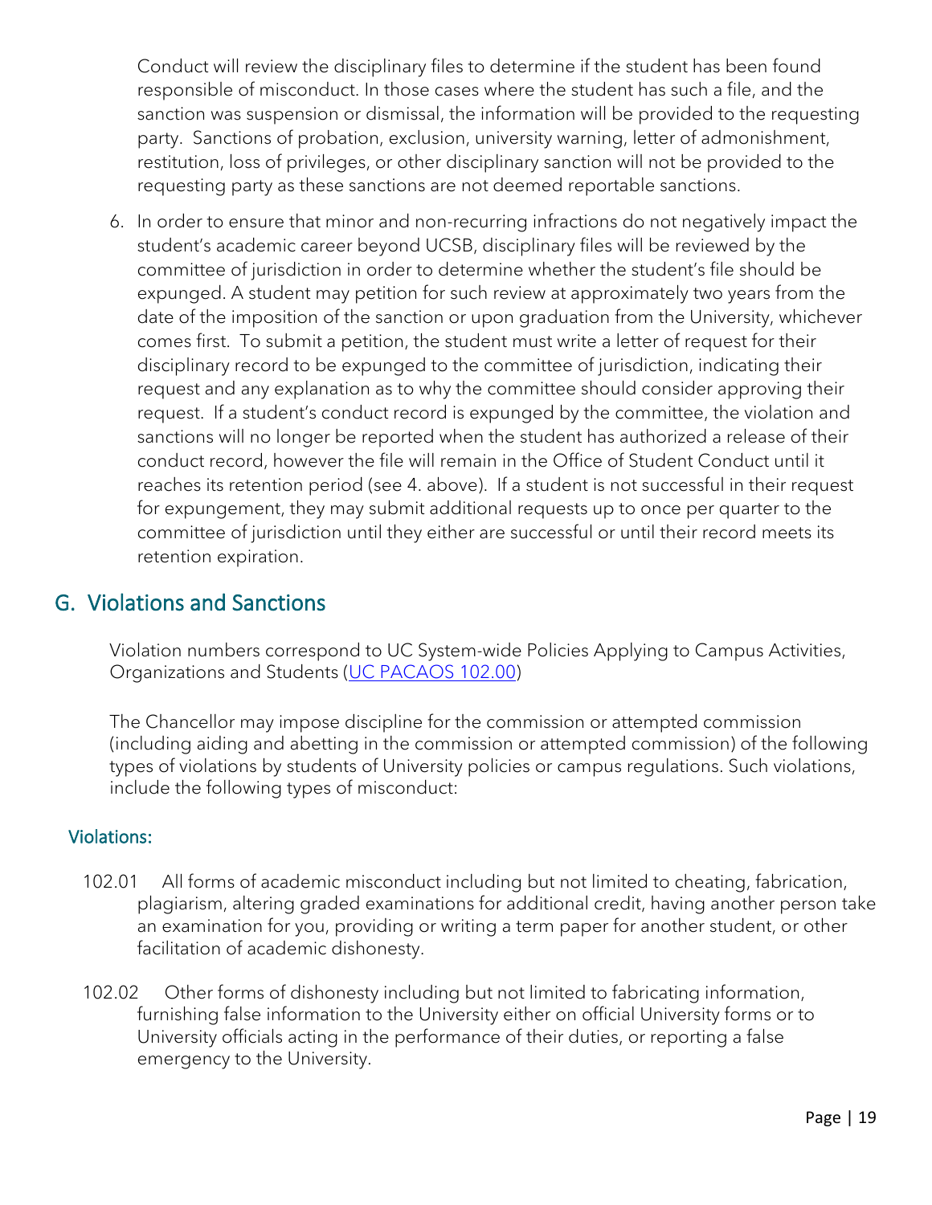Conduct will review the disciplinary files to determine if the student has been found responsible of misconduct. In those cases where the student has such a file, and the sanction was suspension or dismissal, the information will be provided to the requesting party. Sanctions of probation, exclusion, university warning, letter of admonishment, restitution, loss of privileges, or other disciplinary sanction will not be provided to the requesting party as these sanctions are not deemed reportable sanctions.

6. In order to ensure that minor and non-recurring infractions do not negatively impact the student's academic career beyond UCSB, disciplinary files will be reviewed by the committee of jurisdiction in order to determine whether the student's file should be expunged. A student may petition for such review at approximately two years from the date of the imposition of the sanction or upon graduation from the University, whichever comes first. To submit a petition, the student must write a letter of request for their disciplinary record to be expunged to the committee of jurisdiction, indicating their request and any explanation as to why the committee should consider approving their request. If a student's conduct record is expunged by the committee, the violation and sanctions will no longer be reported when the student has authorized a release of their conduct record, however the file will remain in the Office of Student Conduct until it reaches its retention period (see 4. above). If a student is not successful in their request for expungement, they may submit additional requests up to once per quarter to the committee of jurisdiction until they either are successful or until their record meets its retention expiration.

## G. Violations and Sanctions

Violation numbers correspond to UC System-wide Policies Applying to Campus Activities, Organizations and Students (UC PACAOS 102.00)

The Chancellor may impose discipline for the commission or attempted commission (including aiding and abetting in the commission or attempted commission) of the following types of violations by students of University policies or campus regulations. Such violations, include the following types of misconduct:

### Violations:

102.01 All forms of academic misconduct including but not limited to cheating, fabrication, plagiarism, altering graded examinations for additional credit, having another person take an examination for you, providing or writing a term paper for another student, or other facilitation of academic dishonesty.

102.02 Other forms of dishonesty including but not limited to fabricating information, furnishing false information to the University either on official University forms or to University officials acting in the performance of their duties, or reporting a false emergency to the University.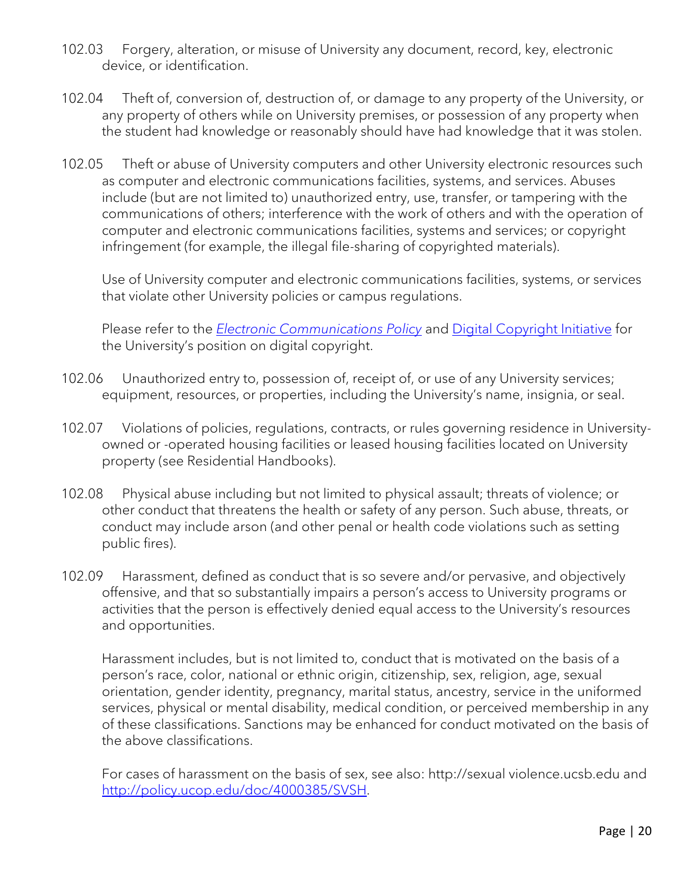102.03 Forgery, alteration, or misuse of University any document, record, key, electronic device, or identification.

102.04 Theft of, conversion of, destruction of, or damage to any property of the University, or any property of others while on University premises, or possession of any property when the student had knowledge or reasonably should have had knowledge that it was stolen.

102.05 Theft or abuse of University computers and other University electronic resources such as computer and electronic communications facilities, systems, and services. Abuses include (but are not limited to) unauthorized entry, use, transfer, or tampering with the communications of others; interference with the work of others and with the operation of computer and electronic communications facilities, systems and services; or copyright infringement (for example, the illegal file-sharing of copyrighted materials).

Use of University computer and electronic communications facilities, systems, or services that violate other University policies or campus regulations.

Please refer to the [*Electronic Communications Policy*]() and [Digital Copyright Initiative]() for the University's position on digital copyright.

102.06 Unauthorized entry to, possession of, receipt of, or use of any University services; equipment, resources, or properties, including the University's name, insignia, or seal.

102.07 Violations of policies, regulations, contracts, or rules governing residence in University-owned or -operated housing facilities or leased housing facilities located on University property (see Residential Handbooks).

102.08 Physical abuse including but not limited to physical assault; threats of violence; or other conduct that threatens the health or safety of any person. Such abuse, threats, or conduct may include arson (and other penal or health code violations such as setting public fires).

102.09 Harassment, defined as conduct that is so severe and/or pervasive, and objectively offensive, and that so substantially impairs a person's access to University programs or activities that the person is effectively denied equal access to the University's resources and opportunities.

Harassment includes, but is not limited to, conduct that is motivated on the basis of a person's race, color, national or ethnic origin, citizenship, sex, religion, age, sexual orientation, gender identity, pregnancy, marital status, ancestry, service in the uniformed services, physical or mental disability, medical condition, or perceived membership in any of these classifications. Sanctions may be enhanced for conduct motivated on the basis of the above classifications.

For cases of harassment on the basis of sex, see also: http://sexual violence.ucsb.edu and [http://policy.ucop.edu/doc/4000385/SVSH](http://policy.ucop.edu/doc/4000385/SVSH).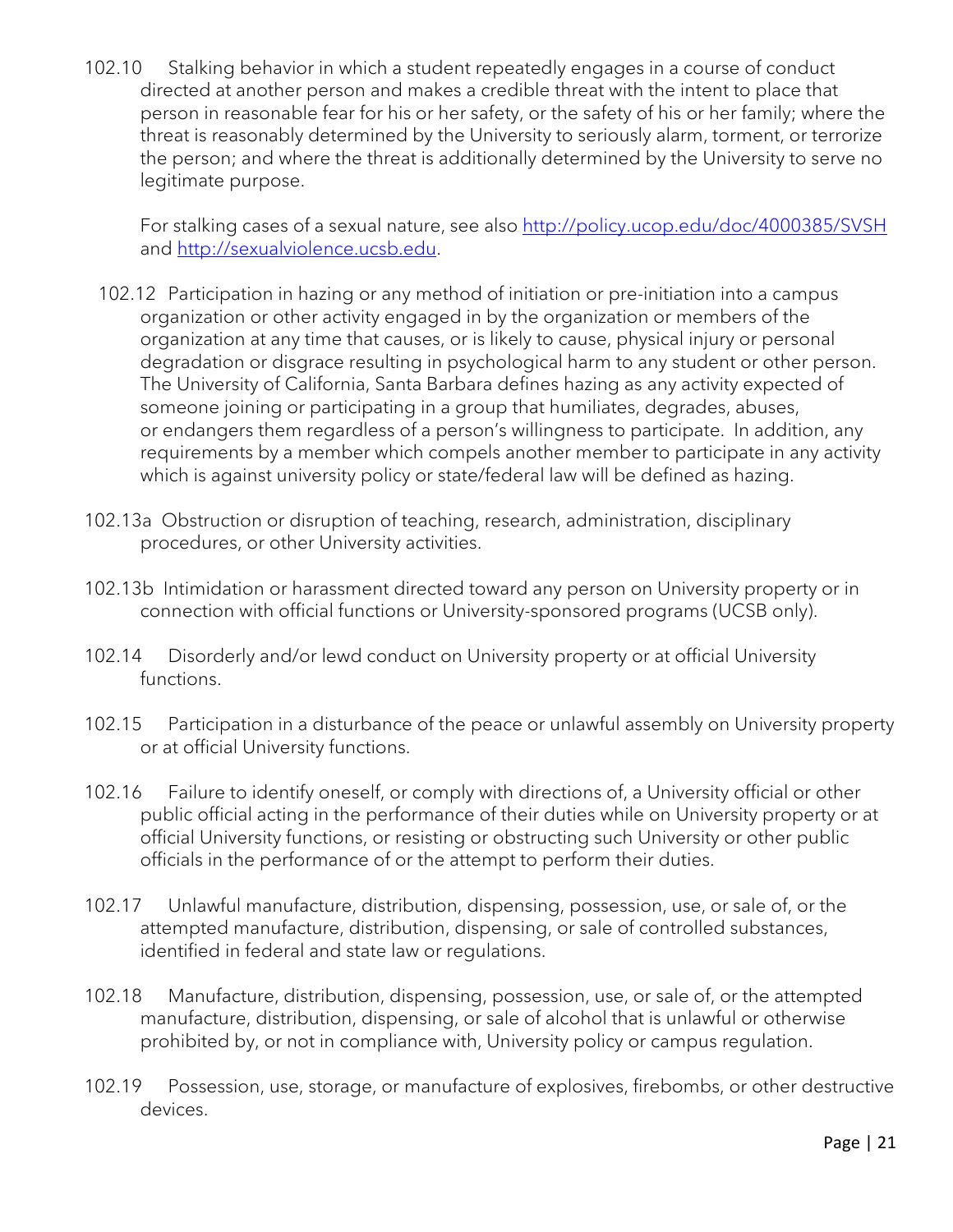102.10 Stalking behavior in which a student repeatedly engages in a course of conduct directed at another person and makes a credible threat with the intent to place that person in reasonable fear for his or her safety, or the safety of his or her family; where the threat is reasonably determined by the University to seriously alarm, torment, or terrorize the person; and where the threat is additionally determined by the University to serve no legitimate purpose.

For stalking cases of a sexual nature, see also [http://policy.ucop.edu/doc/4000385/SVSH](http://policy.ucop.edu/doc/4000385/SVSH) and [http://sexualviolence.ucsb.edu](http://sexualviolence.ucsb.edu).

102.12 Participation in hazing or any method of initiation or pre-initiation into a campus organization or other activity engaged in by the organization or members of the organization at any time that causes, or is likely to cause, physical injury or personal degradation or disgrace resulting in psychological harm to any student or other person. The University of California, Santa Barbara defines hazing as any activity expected of someone joining or participating in a group that humiliates, degrades, abuses, or endangers them regardless of a person's willingness to participate. In addition, any requirements by a member which compels another member to participate in any activity which is against university policy or state/federal law will be defined as hazing.

102.13a Obstruction or disruption of teaching, research, administration, disciplinary procedures, or other University activities.

102.13b Intimidation or harassment directed toward any person on University property or in connection with official functions or University-sponsored programs (UCSB only).

102.14 Disorderly and/or lewd conduct on University property or at official University functions.

102.15 Participation in a disturbance of the peace or unlawful assembly on University property or at official University functions.

102.16 Failure to identify oneself, or comply with directions of, a University official or other public official acting in the performance of their duties while on University property or at official University functions, or resisting or obstructing such University or other public officials in the performance of or the attempt to perform their duties.

102.17 Unlawful manufacture, distribution, dispensing, possession, use, or sale of, or the attempted manufacture, distribution, dispensing, or sale of controlled substances, identified in federal and state law or regulations.

102.18 Manufacture, distribution, dispensing, possession, use, or sale of, or the attempted manufacture, distribution, dispensing, or sale of alcohol that is unlawful or otherwise prohibited by, or not in compliance with, University policy or campus regulation.

102.19 Possession, use, storage, or manufacture of explosives, firebombs, or other destructive devices.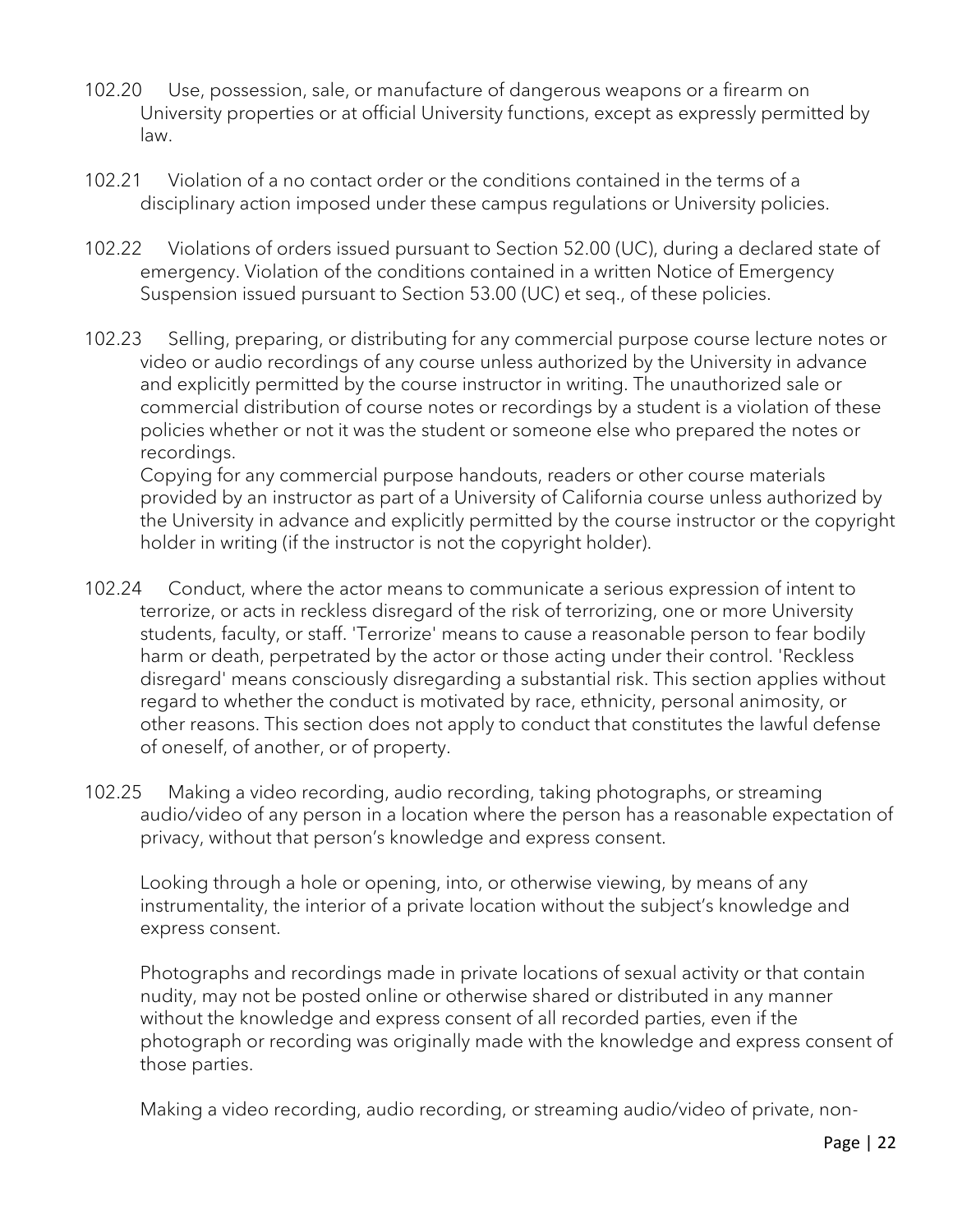102.20 Use, possession, sale, or manufacture of dangerous weapons or a firearm on University properties or at official University functions, except as expressly permitted by law.

102.21 Violation of a no contact order or the conditions contained in the terms of a disciplinary action imposed under these campus regulations or University policies.

102.22 Violations of orders issued pursuant to Section 52.00 (UC), during a declared state of emergency. Violation of the conditions contained in a written Notice of Emergency Suspension issued pursuant to Section 53.00 (UC) et seq., of these policies.

102.23 Selling, preparing, or distributing for any commercial purpose course lecture notes or video or audio recordings of any course unless authorized by the University in advance and explicitly permitted by the course instructor in writing. The unauthorized sale or commercial distribution of course notes or recordings by a student is a violation of these policies whether or not it was the student or someone else who prepared the notes or recordings.
Copying for any commercial purpose handouts, readers or other course materials provided by an instructor as part of a University of California course unless authorized by the University in advance and explicitly permitted by the course instructor or the copyright holder in writing (if the instructor is not the copyright holder).

102.24 Conduct, where the actor means to communicate a serious expression of intent to terrorize, or acts in reckless disregard of the risk of terrorizing, one or more University students, faculty, or staff. 'Terrorize' means to cause a reasonable person to fear bodily harm or death, perpetrated by the actor or those acting under their control. 'Reckless disregard' means consciously disregarding a substantial risk. This section applies without regard to whether the conduct is motivated by race, ethnicity, personal animosity, or other reasons. This section does not apply to conduct that constitutes the lawful defense of oneself, of another, or of property.

102.25 Making a video recording, audio recording, taking photographs, or streaming audio/video of any person in a location where the person has a reasonable expectation of privacy, without that person's knowledge and express consent.

Looking through a hole or opening, into, or otherwise viewing, by means of any instrumentality, the interior of a private location without the subject's knowledge and express consent.

Photographs and recordings made in private locations of sexual activity or that contain nudity, may not be posted online or otherwise shared or distributed in any manner without the knowledge and express consent of all recorded parties, even if the photograph or recording was originally made with the knowledge and express consent of those parties.

Making a video recording, audio recording, or streaming audio/video of private, non-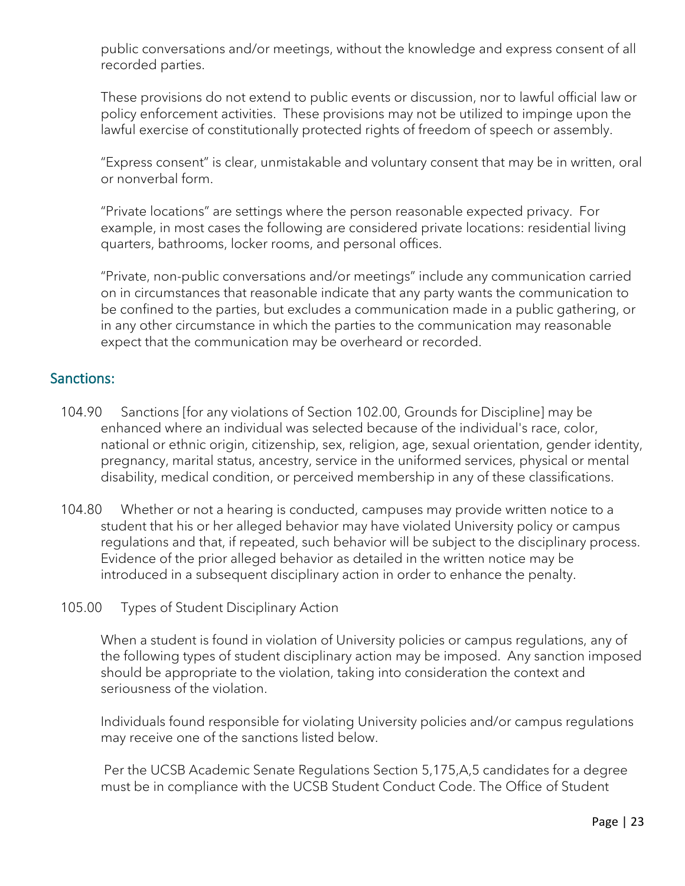public conversations and/or meetings, without the knowledge and express consent of all recorded parties.

These provisions do not extend to public events or discussion, nor to lawful official law or policy enforcement activities. These provisions may not be utilized to impinge upon the lawful exercise of constitutionally protected rights of freedom of speech or assembly.

"Express consent" is clear, unmistakable and voluntary consent that may be in written, oral or nonverbal form.

"Private locations" are settings where the person reasonable expected privacy. For example, in most cases the following are considered private locations: residential living quarters, bathrooms, locker rooms, and personal offices.

"Private, non-public conversations and/or meetings" include any communication carried on in circumstances that reasonable indicate that any party wants the communication to be confined to the parties, but excludes a communication made in a public gathering, or in any other circumstance in which the parties to the communication may reasonable expect that the communication may be overheard or recorded.

## Sanctions:

104.90 Sanctions [for any violations of Section 102.00, Grounds for Discipline] may be enhanced where an individual was selected because of the individual's race, color, national or ethnic origin, citizenship, sex, religion, age, sexual orientation, gender identity, pregnancy, marital status, ancestry, service in the uniformed services, physical or mental disability, medical condition, or perceived membership in any of these classifications.

104.80 Whether or not a hearing is conducted, campuses may provide written notice to a student that his or her alleged behavior may have violated University policy or campus regulations and that, if repeated, such behavior will be subject to the disciplinary process. Evidence of the prior alleged behavior as detailed in the written notice may be introduced in a subsequent disciplinary action in order to enhance the penalty.

105.00 Types of Student Disciplinary Action

When a student is found in violation of University policies or campus regulations, any of the following types of student disciplinary action may be imposed. Any sanction imposed should be appropriate to the violation, taking into consideration the context and seriousness of the violation.

Individuals found responsible for violating University policies and/or campus regulations may receive one of the sanctions listed below.

Per the UCSB Academic Senate Regulations Section 5,175,A,5 candidates for a degree must be in compliance with the UCSB Student Conduct Code. The Office of Student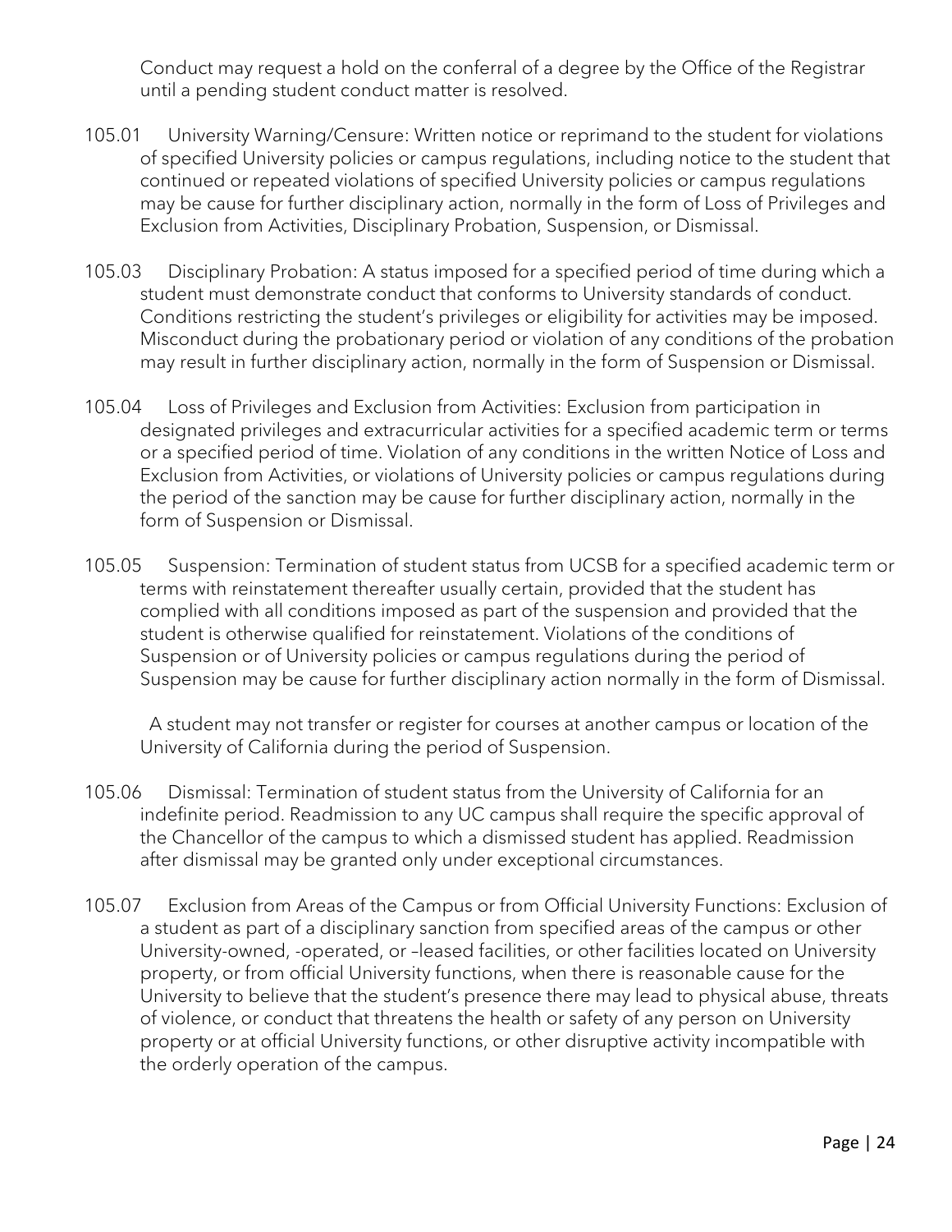Conduct may request a hold on the conferral of a degree by the Office of the Registrar until a pending student conduct matter is resolved.

105.01 University Warning/Censure: Written notice or reprimand to the student for violations of specified University policies or campus regulations, including notice to the student that continued or repeated violations of specified University policies or campus regulations may be cause for further disciplinary action, normally in the form of Loss of Privileges and Exclusion from Activities, Disciplinary Probation, Suspension, or Dismissal.

105.03 Disciplinary Probation: A status imposed for a specified period of time during which a student must demonstrate conduct that conforms to University standards of conduct. Conditions restricting the student's privileges or eligibility for activities may be imposed. Misconduct during the probationary period or violation of any conditions of the probation may result in further disciplinary action, normally in the form of Suspension or Dismissal.

105.04 Loss of Privileges and Exclusion from Activities: Exclusion from participation in designated privileges and extracurricular activities for a specified academic term or terms or a specified period of time. Violation of any conditions in the written Notice of Loss and Exclusion from Activities, or violations of University policies or campus regulations during the period of the sanction may be cause for further disciplinary action, normally in the form of Suspension or Dismissal.

105.05 Suspension: Termination of student status from UCSB for a specified academic term or terms with reinstatement thereafter usually certain, provided that the student has complied with all conditions imposed as part of the suspension and provided that the student is otherwise qualified for reinstatement. Violations of the conditions of Suspension or of University policies or campus regulations during the period of Suspension may be cause for further disciplinary action normally in the form of Dismissal.

A student may not transfer or register for courses at another campus or location of the University of California during the period of Suspension.

105.06 Dismissal: Termination of student status from the University of California for an indefinite period. Readmission to any UC campus shall require the specific approval of the Chancellor of the campus to which a dismissed student has applied. Readmission after dismissal may be granted only under exceptional circumstances.

105.07 Exclusion from Areas of the Campus or from Official University Functions: Exclusion of a student as part of a disciplinary sanction from specified areas of the campus or other University-owned, -operated, or –leased facilities, or other facilities located on University property, or from official University functions, when there is reasonable cause for the University to believe that the student's presence there may lead to physical abuse, threats of violence, or conduct that threatens the health or safety of any person on University property or at official University functions, or other disruptive activity incompatible with the orderly operation of the campus.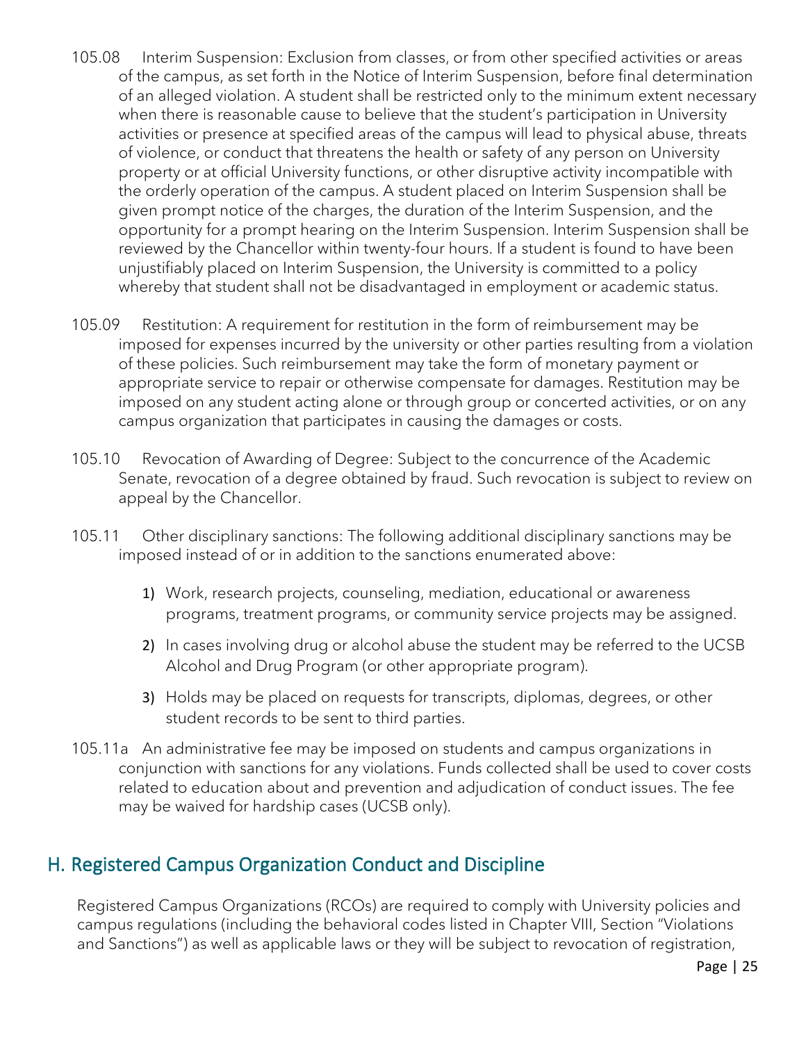105.08 Interim Suspension: Exclusion from classes, or from other specified activities or areas of the campus, as set forth in the Notice of Interim Suspension, before final determination of an alleged violation. A student shall be restricted only to the minimum extent necessary when there is reasonable cause to believe that the student's participation in University activities or presence at specified areas of the campus will lead to physical abuse, threats of violence, or conduct that threatens the health or safety of any person on University property or at official University functions, or other disruptive activity incompatible with the orderly operation of the campus. A student placed on Interim Suspension shall be given prompt notice of the charges, the duration of the Interim Suspension, and the opportunity for a prompt hearing on the Interim Suspension. Interim Suspension shall be reviewed by the Chancellor within twenty-four hours. If a student is found to have been unjustifiably placed on Interim Suspension, the University is committed to a policy whereby that student shall not be disadvantaged in employment or academic status.

105.09 Restitution: A requirement for restitution in the form of reimbursement may be imposed for expenses incurred by the university or other parties resulting from a violation of these policies. Such reimbursement may take the form of monetary payment or appropriate service to repair or otherwise compensate for damages. Restitution may be imposed on any student acting alone or through group or concerted activities, or on any campus organization that participates in causing the damages or costs.

105.10 Revocation of Awarding of Degree: Subject to the concurrence of the Academic Senate, revocation of a degree obtained by fraud. Such revocation is subject to review on appeal by the Chancellor.

105.11 Other disciplinary sanctions: The following additional disciplinary sanctions may be imposed instead of or in addition to the sanctions enumerated above:

1) Work, research projects, counseling, mediation, educational or awareness programs, treatment programs, or community service projects may be assigned.
2) In cases involving drug or alcohol abuse the student may be referred to the UCSB Alcohol and Drug Program (or other appropriate program).
3) Holds may be placed on requests for transcripts, diplomas, degrees, or other student records to be sent to third parties.

105.11a An administrative fee may be imposed on students and campus organizations in conjunction with sanctions for any violations. Funds collected shall be used to cover costs related to education about and prevention and adjudication of conduct issues. The fee may be waived for hardship cases (UCSB only).

## H. Registered Campus Organization Conduct and Discipline

Registered Campus Organizations (RCOs) are required to comply with University policies and campus regulations (including the behavioral codes listed in Chapter VIII, Section "Violations and Sanctions") as well as applicable laws or they will be subject to revocation of registration,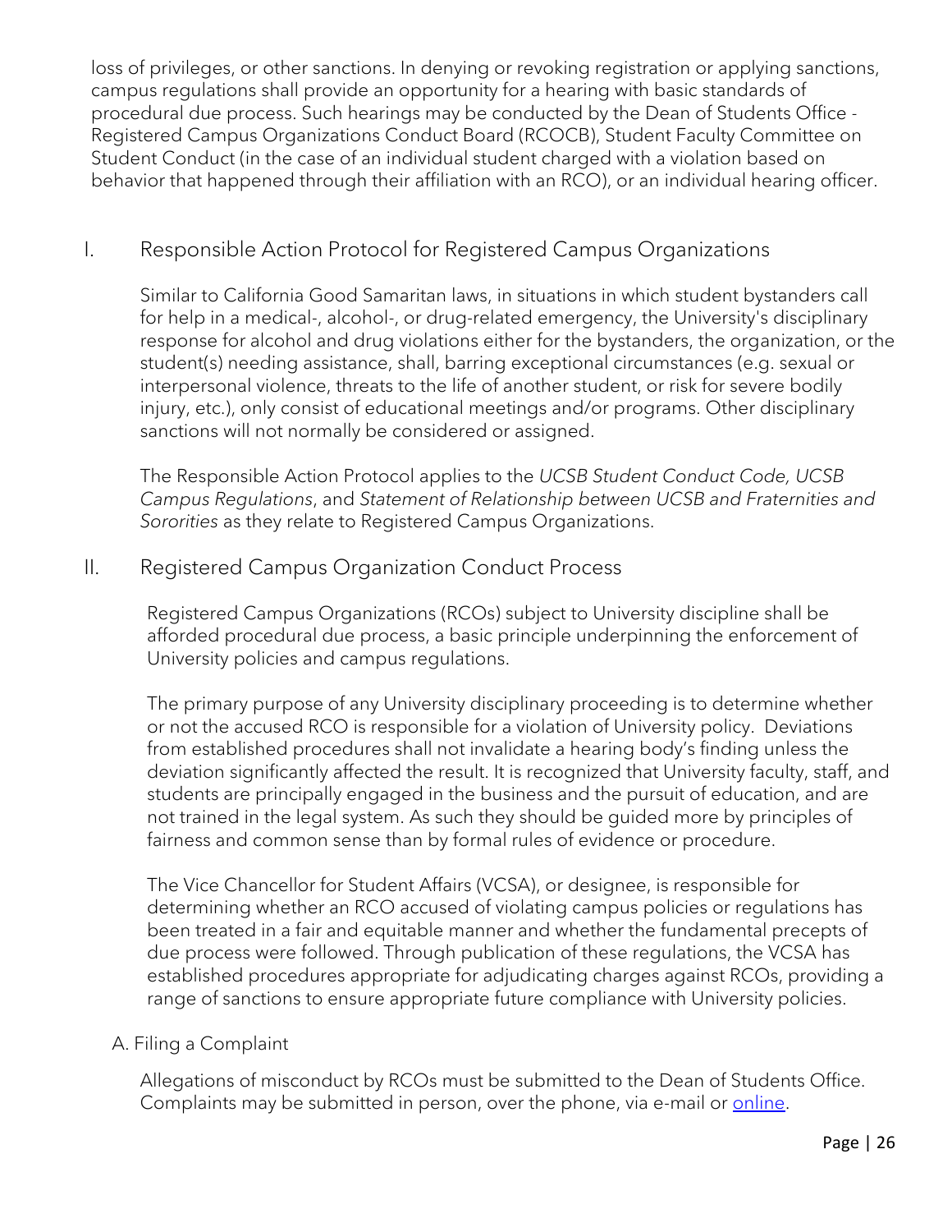loss of privileges, or other sanctions. In denying or revoking registration or applying sanctions, campus regulations shall provide an opportunity for a hearing with basic standards of procedural due process. Such hearings may be conducted by the Dean of Students Office - Registered Campus Organizations Conduct Board (RCOCB), Student Faculty Committee on Student Conduct (in the case of an individual student charged with a violation based on behavior that happened through their affiliation with an RCO), or an individual hearing officer.

## I. Responsible Action Protocol for Registered Campus Organizations

Similar to California Good Samaritan laws, in situations in which student bystanders call for help in a medical-, alcohol-, or drug-related emergency, the University's disciplinary response for alcohol and drug violations either for the bystanders, the organization, or the student(s) needing assistance, shall, barring exceptional circumstances (e.g. sexual or interpersonal violence, threats to the life of another student, or risk for severe bodily injury, etc.), only consist of educational meetings and/or programs. Other disciplinary sanctions will not normally be considered or assigned.

The Responsible Action Protocol applies to the *UCSB Student Conduct Code, UCSB Campus Regulations*, and *Statement of Relationship between UCSB and Fraternities and Sororities* as they relate to Registered Campus Organizations.

## II. Registered Campus Organization Conduct Process

Registered Campus Organizations (RCOs) subject to University discipline shall be afforded procedural due process, a basic principle underpinning the enforcement of University policies and campus regulations.

The primary purpose of any University disciplinary proceeding is to determine whether or not the accused RCO is responsible for a violation of University policy. Deviations from established procedures shall not invalidate a hearing body's finding unless the deviation significantly affected the result. It is recognized that University faculty, staff, and students are principally engaged in the business and the pursuit of education, and are not trained in the legal system. As such they should be guided more by principles of fairness and common sense than by formal rules of evidence or procedure.

The Vice Chancellor for Student Affairs (VCSA), or designee, is responsible for determining whether an RCO accused of violating campus policies or regulations has been treated in a fair and equitable manner and whether the fundamental precepts of due process were followed. Through publication of these regulations, the VCSA has established procedures appropriate for adjudicating charges against RCOs, providing a range of sanctions to ensure appropriate future compliance with University policies.

### A. Filing a Complaint

Allegations of misconduct by RCOs must be submitted to the Dean of Students Office. Complaints may be submitted in person, over the phone, via e-mail or online.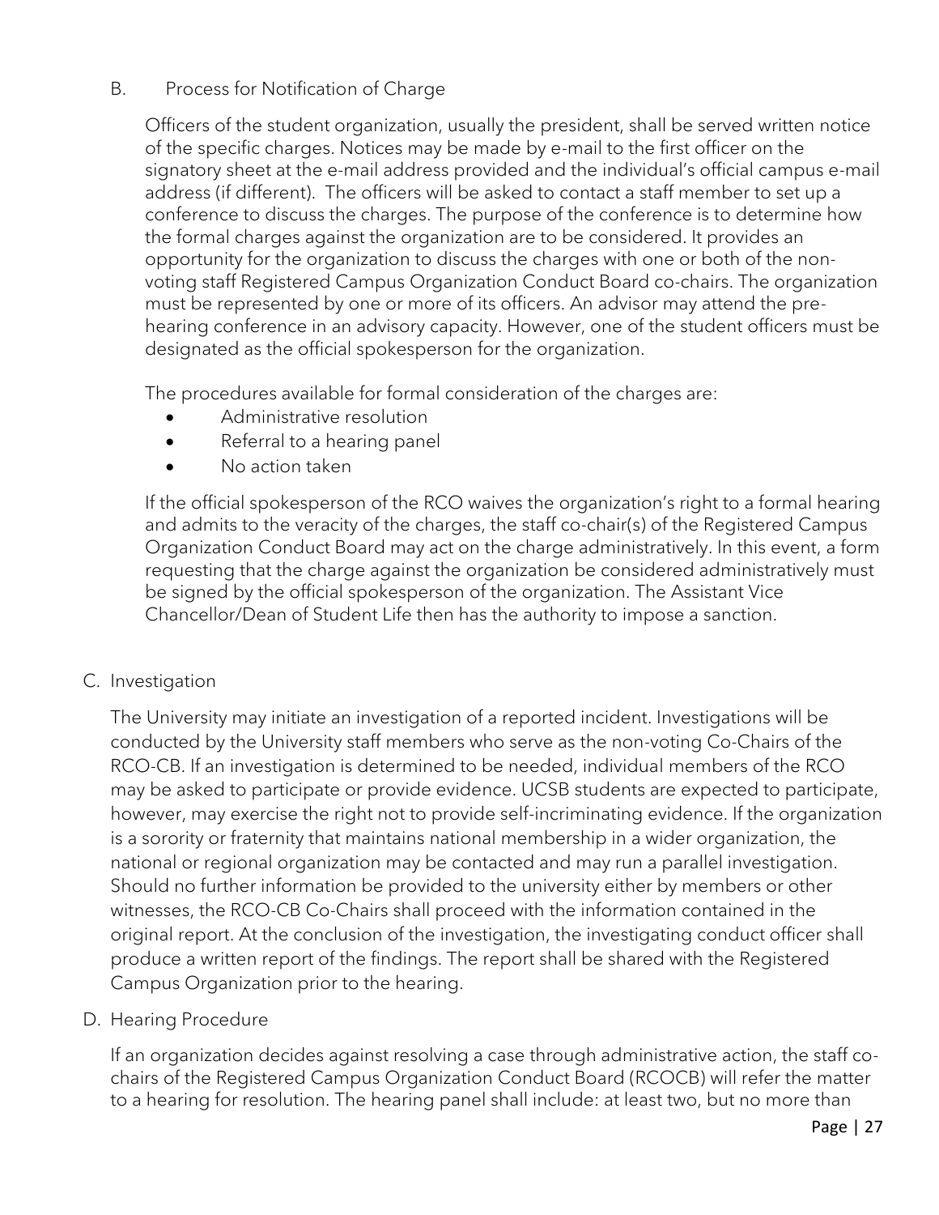### B. Process for Notification of Charge

Officers of the student organization, usually the president, shall be served written notice of the specific charges. Notices may be made by e-mail to the first officer on the signatory sheet at the e-mail address provided and the individual's official campus e-mail address (if different). The officers will be asked to contact a staff member to set up a conference to discuss the charges. The purpose of the conference is to determine how the formal charges against the organization are to be considered. It provides an opportunity for the organization to discuss the charges with one or both of the non-voting staff Registered Campus Organization Conduct Board co-chairs. The organization must be represented by one or more of its officers. An advisor may attend the pre-hearing conference in an advisory capacity. However, one of the student officers must be designated as the official spokesperson for the organization.

The procedures available for formal consideration of the charges are:

- Administrative resolution
- Referral to a hearing panel
- No action taken

If the official spokesperson of the RCO waives the organization's right to a formal hearing and admits to the veracity of the charges, the staff co-chair(s) of the Registered Campus Organization Conduct Board may act on the charge administratively. In this event, a form requesting that the charge against the organization be considered administratively must be signed by the official spokesperson of the organization. The Assistant Vice Chancellor/Dean of Student Life then has the authority to impose a sanction.

### C. Investigation

The University may initiate an investigation of a reported incident. Investigations will be conducted by the University staff members who serve as the non-voting Co-Chairs of the RCO-CB. If an investigation is determined to be needed, individual members of the RCO may be asked to participate or provide evidence. UCSB students are expected to participate, however, may exercise the right not to provide self-incriminating evidence. If the organization is a sorority or fraternity that maintains national membership in a wider organization, the national or regional organization may be contacted and may run a parallel investigation. Should no further information be provided to the university either by members or other witnesses, the RCO-CB Co-Chairs shall proceed with the information contained in the original report. At the conclusion of the investigation, the investigating conduct officer shall produce a written report of the findings. The report shall be shared with the Registered Campus Organization prior to the hearing.

### D. Hearing Procedure

If an organization decides against resolving a case through administrative action, the staff co-chairs of the Registered Campus Organization Conduct Board (RCOCB) will refer the matter to a hearing for resolution. The hearing panel shall include: at least two, but no more than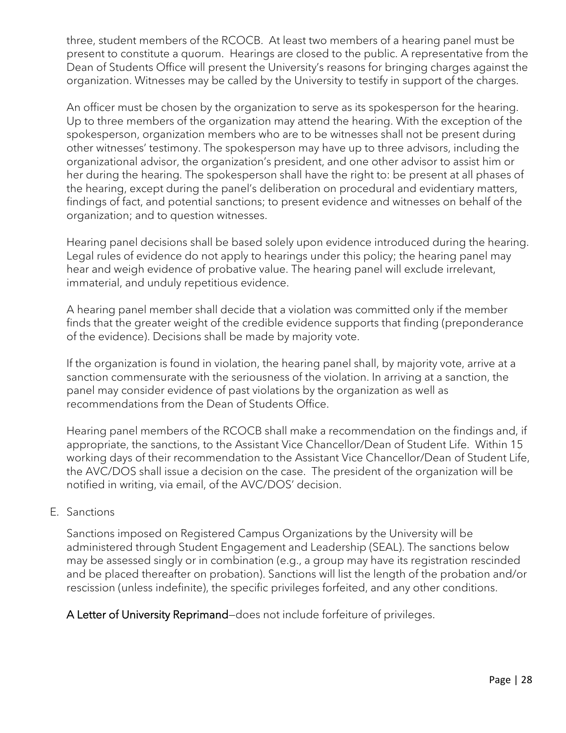three, student members of the RCOCB. At least two members of a hearing panel must be present to constitute a quorum. Hearings are closed to the public. A representative from the Dean of Students Office will present the University's reasons for bringing charges against the organization. Witnesses may be called by the University to testify in support of the charges.

An officer must be chosen by the organization to serve as its spokesperson for the hearing. Up to three members of the organization may attend the hearing. With the exception of the spokesperson, organization members who are to be witnesses shall not be present during other witnesses' testimony. The spokesperson may have up to three advisors, including the organizational advisor, the organization's president, and one other advisor to assist him or her during the hearing. The spokesperson shall have the right to: be present at all phases of the hearing, except during the panel's deliberation on procedural and evidentiary matters, findings of fact, and potential sanctions; to present evidence and witnesses on behalf of the organization; and to question witnesses.

Hearing panel decisions shall be based solely upon evidence introduced during the hearing. Legal rules of evidence do not apply to hearings under this policy; the hearing panel may hear and weigh evidence of probative value. The hearing panel will exclude irrelevant, immaterial, and unduly repetitious evidence.

A hearing panel member shall decide that a violation was committed only if the member finds that the greater weight of the credible evidence supports that finding (preponderance of the evidence). Decisions shall be made by majority vote.

If the organization is found in violation, the hearing panel shall, by majority vote, arrive at a sanction commensurate with the seriousness of the violation. In arriving at a sanction, the panel may consider evidence of past violations by the organization as well as recommendations from the Dean of Students Office.

Hearing panel members of the RCOCB shall make a recommendation on the findings and, if appropriate, the sanctions, to the Assistant Vice Chancellor/Dean of Student Life. Within 15 working days of their recommendation to the Assistant Vice Chancellor/Dean of Student Life, the AVC/DOS shall issue a decision on the case. The president of the organization will be notified in writing, via email, of the AVC/DOS' decision.

E. Sanctions

Sanctions imposed on Registered Campus Organizations by the University will be administered through Student Engagement and Leadership (SEAL). The sanctions below may be assessed singly or in combination (e.g., a group may have its registration rescinded and be placed thereafter on probation). Sanctions will list the length of the probation and/or rescission (unless indefinite), the specific privileges forfeited, and any other conditions.

**A Letter of University Reprimand**—does not include forfeiture of privileges.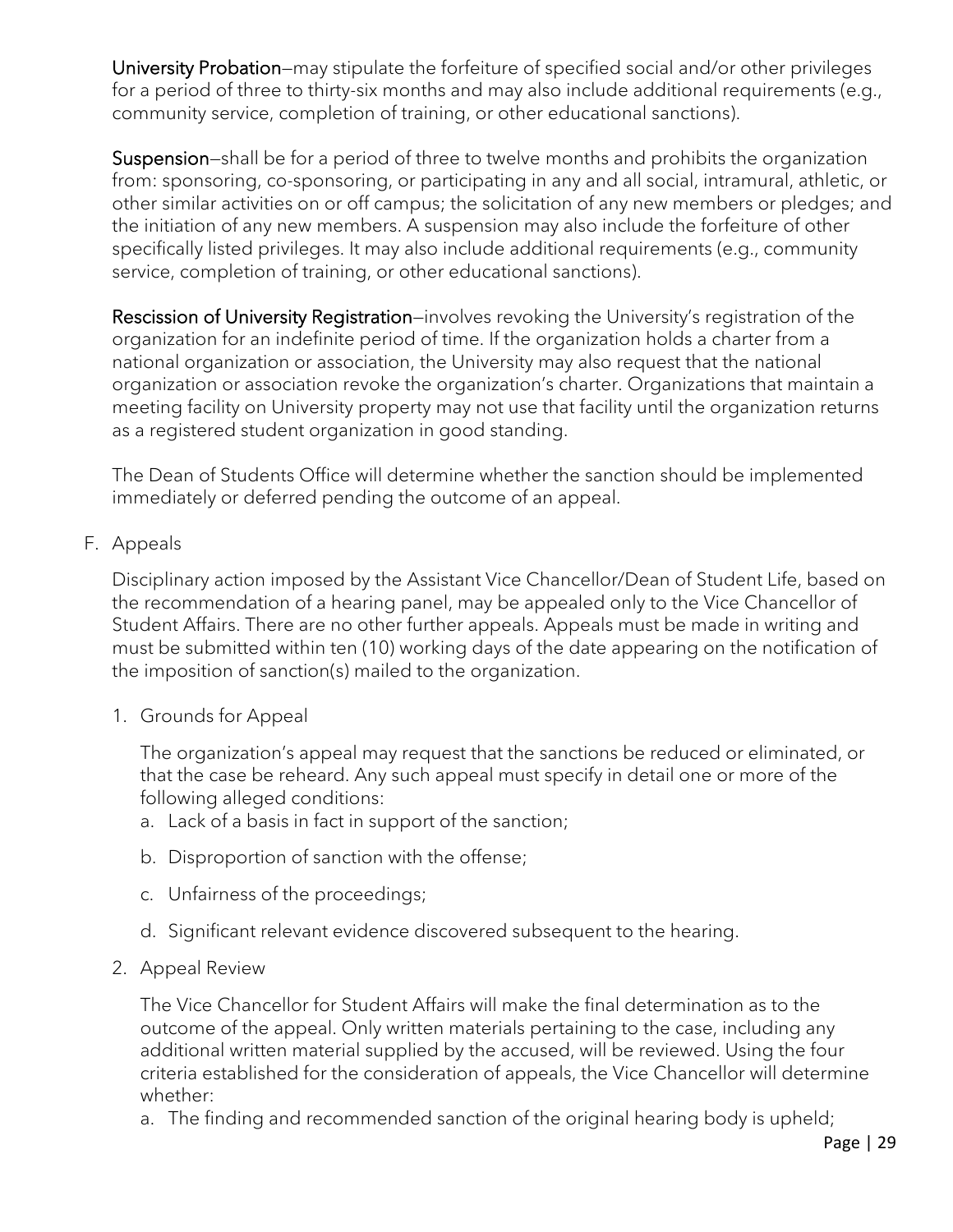**University Probation**—may stipulate the forfeiture of specified social and/or other privileges for a period of three to thirty-six months and may also include additional requirements (e.g., community service, completion of training, or other educational sanctions).

**Suspension**—shall be for a period of three to twelve months and prohibits the organization from: sponsoring, co-sponsoring, or participating in any and all social, intramural, athletic, or other similar activities on or off campus; the solicitation of any new members or pledges; and the initiation of any new members. A suspension may also include the forfeiture of other specifically listed privileges. It may also include additional requirements (e.g., community service, completion of training, or other educational sanctions).

**Rescission of University Registration**—involves revoking the University's registration of the organization for an indefinite period of time. If the organization holds a charter from a national organization or association, the University may also request that the national organization or association revoke the organization's charter. Organizations that maintain a meeting facility on University property may not use that facility until the organization returns as a registered student organization in good standing.

The Dean of Students Office will determine whether the sanction should be implemented immediately or deferred pending the outcome of an appeal.

F. Appeals

Disciplinary action imposed by the Assistant Vice Chancellor/Dean of Student Life, based on the recommendation of a hearing panel, may be appealed only to the Vice Chancellor of Student Affairs. There are no other further appeals. Appeals must be made in writing and must be submitted within ten (10) working days of the date appearing on the notification of the imposition of sanction(s) mailed to the organization.

1. Grounds for Appeal

   The organization's appeal may request that the sanctions be reduced or eliminated, or that the case be reheard. Any such appeal must specify in detail one or more of the following alleged conditions:

   a. Lack of a basis in fact in support of the sanction;

   b. Disproportion of sanction with the offense;

   c. Unfairness of the proceedings;

   d. Significant relevant evidence discovered subsequent to the hearing.

2. Appeal Review

   The Vice Chancellor for Student Affairs will make the final determination as to the outcome of the appeal. Only written materials pertaining to the case, including any additional written material supplied by the accused, will be reviewed. Using the four criteria established for the consideration of appeals, the Vice Chancellor will determine whether:

   a. The finding and recommended sanction of the original hearing body is upheld;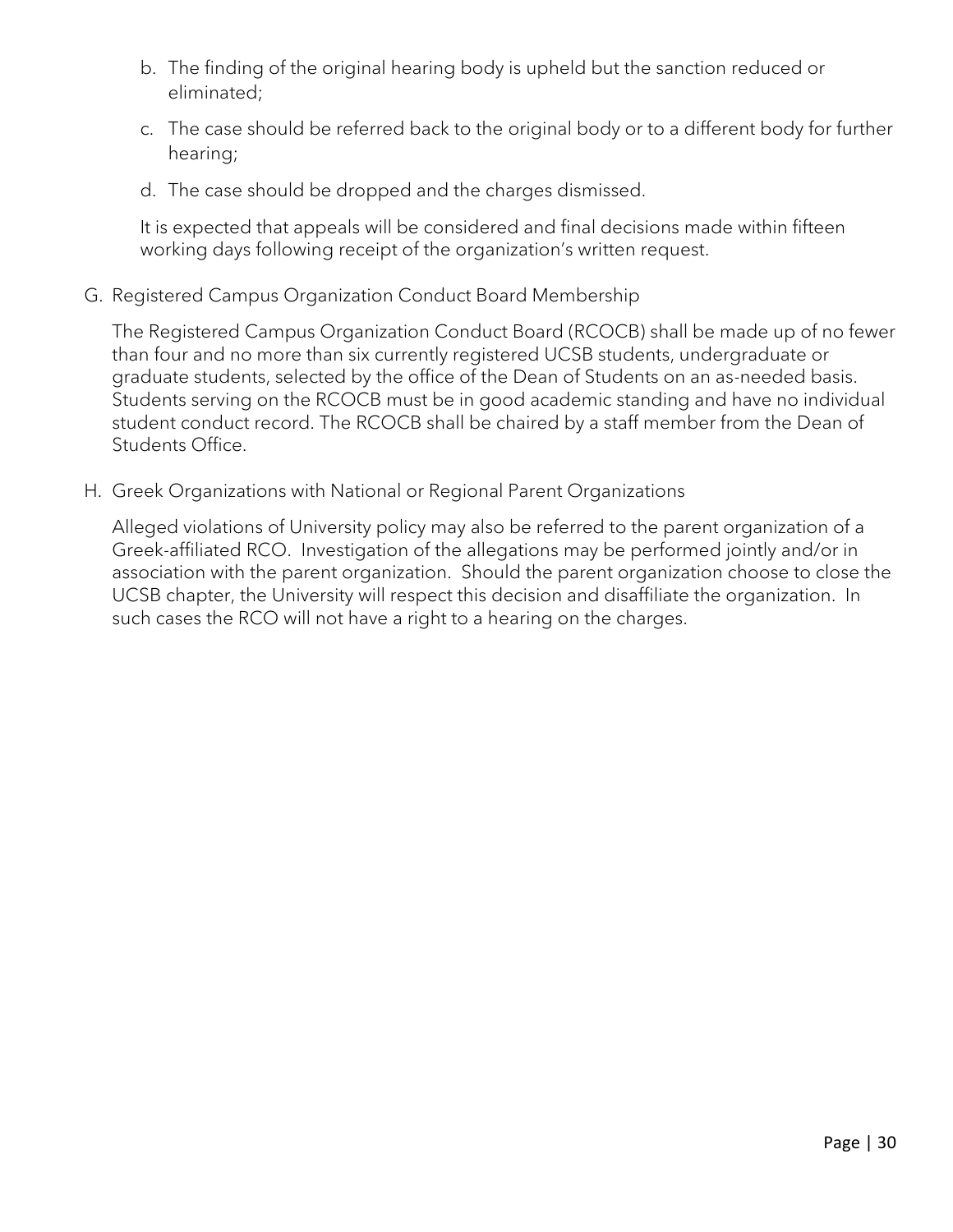b. The finding of the original hearing body is upheld but the sanction reduced or eliminated;

c. The case should be referred back to the original body or to a different body for further hearing;

d. The case should be dropped and the charges dismissed.

It is expected that appeals will be considered and final decisions made within fifteen working days following receipt of the organization's written request.

G. Registered Campus Organization Conduct Board Membership

The Registered Campus Organization Conduct Board (RCOCB) shall be made up of no fewer than four and no more than six currently registered UCSB students, undergraduate or graduate students, selected by the office of the Dean of Students on an as-needed basis. Students serving on the RCOCB must be in good academic standing and have no individual student conduct record. The RCOCB shall be chaired by a staff member from the Dean of Students Office.

H. Greek Organizations with National or Regional Parent Organizations

Alleged violations of University policy may also be referred to the parent organization of a Greek-affiliated RCO. Investigation of the allegations may be performed jointly and/or in association with the parent organization. Should the parent organization choose to close the UCSB chapter, the University will respect this decision and disaffiliate the organization. In such cases the RCO will not have a right to a hearing on the charges.